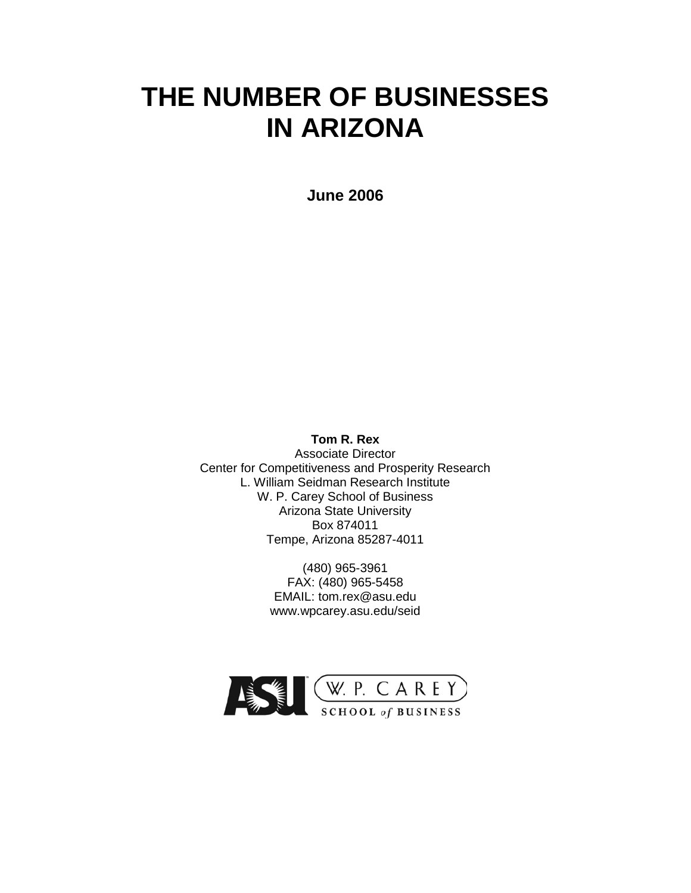# THE NUMBER OF BUSINESSES IN ARIZONA

**June 2006**

**Tom R. Rex**
Associate Director
Center for Competitiveness and Prosperity Research
L. William Seidman Research Institute
W. P. Carey School of Business
Arizona State University
Box 874011
Tempe, Arizona 85287-4011

(480) 965-3961
FAX: (480) 965-5458
EMAIL: tom.rex@asu.edu
www.wpcarey.asu.edu/seid

ASU W. P. CAREY SCHOOL of BUSINESS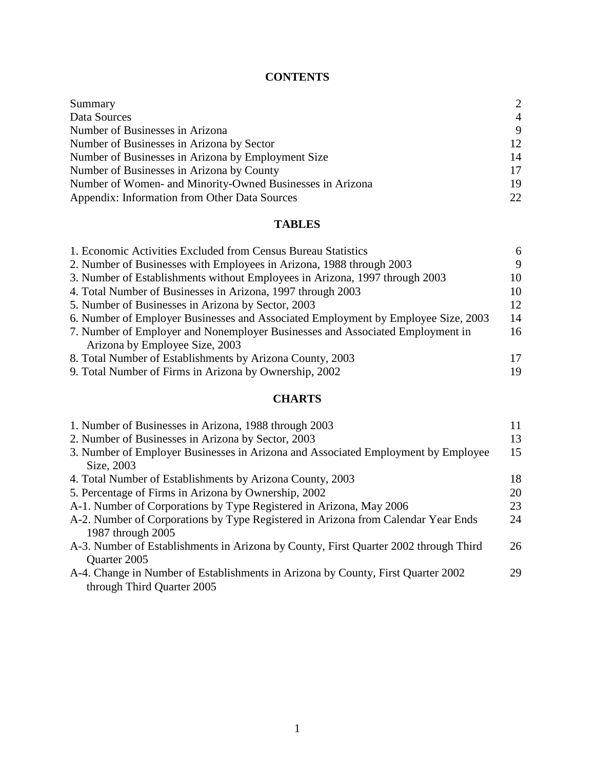# CONTENTS

| | |
|---|---|
| Summary | 2 |
| Data Sources | 4 |
| Number of Businesses in Arizona | 9 |
| Number of Businesses in Arizona by Sector | 12 |
| Number of Businesses in Arizona by Employment Size | 14 |
| Number of Businesses in Arizona by County | 17 |
| Number of Women- and Minority-Owned Businesses in Arizona | 19 |
| Appendix: Information from Other Data Sources | 22 |

# TABLES

| | |
|---|---|
| 1. Economic Activities Excluded from Census Bureau Statistics | 6 |
| 2. Number of Businesses with Employees in Arizona, 1988 through 2003 | 9 |
| 3. Number of Establishments without Employees in Arizona, 1997 through 2003 | 10 |
| 4. Total Number of Businesses in Arizona, 1997 through 2003 | 10 |
| 5. Number of Businesses in Arizona by Sector, 2003 | 12 |
| 6. Number of Employer Businesses and Associated Employment by Employee Size, 2003 | 14 |
| 7. Number of Employer and Nonemployer Businesses and Associated Employment in Arizona by Employee Size, 2003 | 16 |
| 8. Total Number of Establishments by Arizona County, 2003 | 17 |
| 9. Total Number of Firms in Arizona by Ownership, 2002 | 19 |

# CHARTS

| | |
|---|---|
| 1. Number of Businesses in Arizona, 1988 through 2003 | 11 |
| 2. Number of Businesses in Arizona by Sector, 2003 | 13 |
| 3. Number of Employer Businesses in Arizona and Associated Employment by Employee Size, 2003 | 15 |
| 4. Total Number of Establishments by Arizona County, 2003 | 18 |
| 5. Percentage of Firms in Arizona by Ownership, 2002 | 20 |
| A-1. Number of Corporations by Type Registered in Arizona, May 2006 | 23 |
| A-2. Number of Corporations by Type Registered in Arizona from Calendar Year Ends 1987 through 2005 | 24 |
| A-3. Number of Establishments in Arizona by County, First Quarter 2002 through Third Quarter 2005 | 26 |
| A-4. Change in Number of Establishments in Arizona by County, First Quarter 2002 through Third Quarter 2005 | 29 |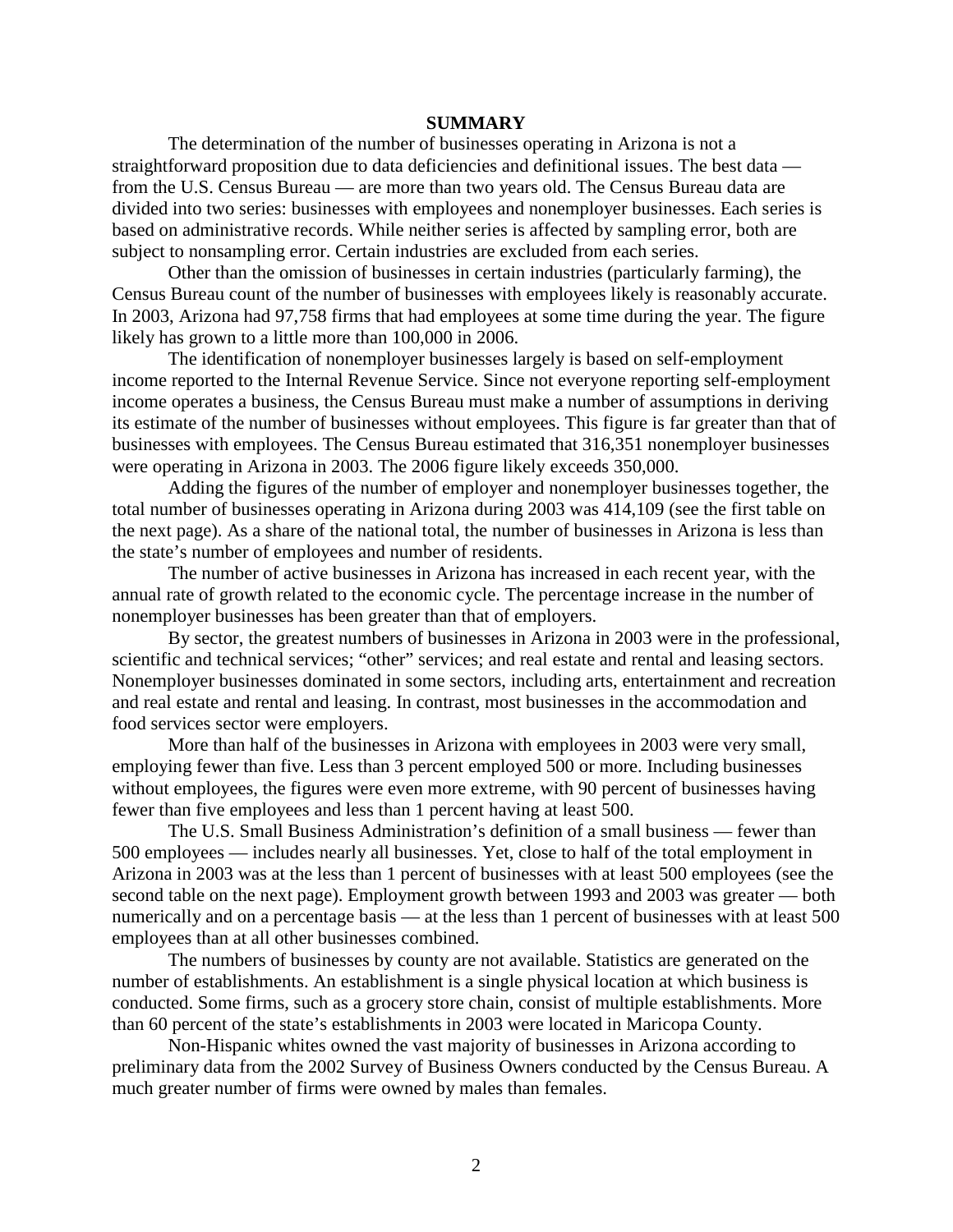# SUMMARY

The determination of the number of businesses operating in Arizona is not a straightforward proposition due to data deficiencies and definitional issues. The best data — from the U.S. Census Bureau — are more than two years old. The Census Bureau data are divided into two series: businesses with employees and nonemployer businesses. Each series is based on administrative records. While neither series is affected by sampling error, both are subject to nonsampling error. Certain industries are excluded from each series.

Other than the omission of businesses in certain industries (particularly farming), the Census Bureau count of the number of businesses with employees likely is reasonably accurate. In 2003, Arizona had 97,758 firms that had employees at some time during the year. The figure likely has grown to a little more than 100,000 in 2006.

The identification of nonemployer businesses largely is based on self-employment income reported to the Internal Revenue Service. Since not everyone reporting self-employment income operates a business, the Census Bureau must make a number of assumptions in deriving its estimate of the number of businesses without employees. This figure is far greater than that of businesses with employees. The Census Bureau estimated that 316,351 nonemployer businesses were operating in Arizona in 2003. The 2006 figure likely exceeds 350,000.

Adding the figures of the number of employer and nonemployer businesses together, the total number of businesses operating in Arizona during 2003 was 414,109 (see the first table on the next page). As a share of the national total, the number of businesses in Arizona is less than the state's number of employees and number of residents.

The number of active businesses in Arizona has increased in each recent year, with the annual rate of growth related to the economic cycle. The percentage increase in the number of nonemployer businesses has been greater than that of employers.

By sector, the greatest numbers of businesses in Arizona in 2003 were in the professional, scientific and technical services; "other" services; and real estate and rental and leasing sectors. Nonemployer businesses dominated in some sectors, including arts, entertainment and recreation and real estate and rental and leasing. In contrast, most businesses in the accommodation and food services sector were employers.

More than half of the businesses in Arizona with employees in 2003 were very small, employing fewer than five. Less than 3 percent employed 500 or more. Including businesses without employees, the figures were even more extreme, with 90 percent of businesses having fewer than five employees and less than 1 percent having at least 500.

The U.S. Small Business Administration's definition of a small business — fewer than 500 employees — includes nearly all businesses. Yet, close to half of the total employment in Arizona in 2003 was at the less than 1 percent of businesses with at least 500 employees (see the second table on the next page). Employment growth between 1993 and 2003 was greater — both numerically and on a percentage basis — at the less than 1 percent of businesses with at least 500 employees than at all other businesses combined.

The numbers of businesses by county are not available. Statistics are generated on the number of establishments. An establishment is a single physical location at which business is conducted. Some firms, such as a grocery store chain, consist of multiple establishments. More than 60 percent of the state's establishments in 2003 were located in Maricopa County.

Non-Hispanic whites owned the vast majority of businesses in Arizona according to preliminary data from the 2002 Survey of Business Owners conducted by the Census Bureau. A much greater number of firms were owned by males than females.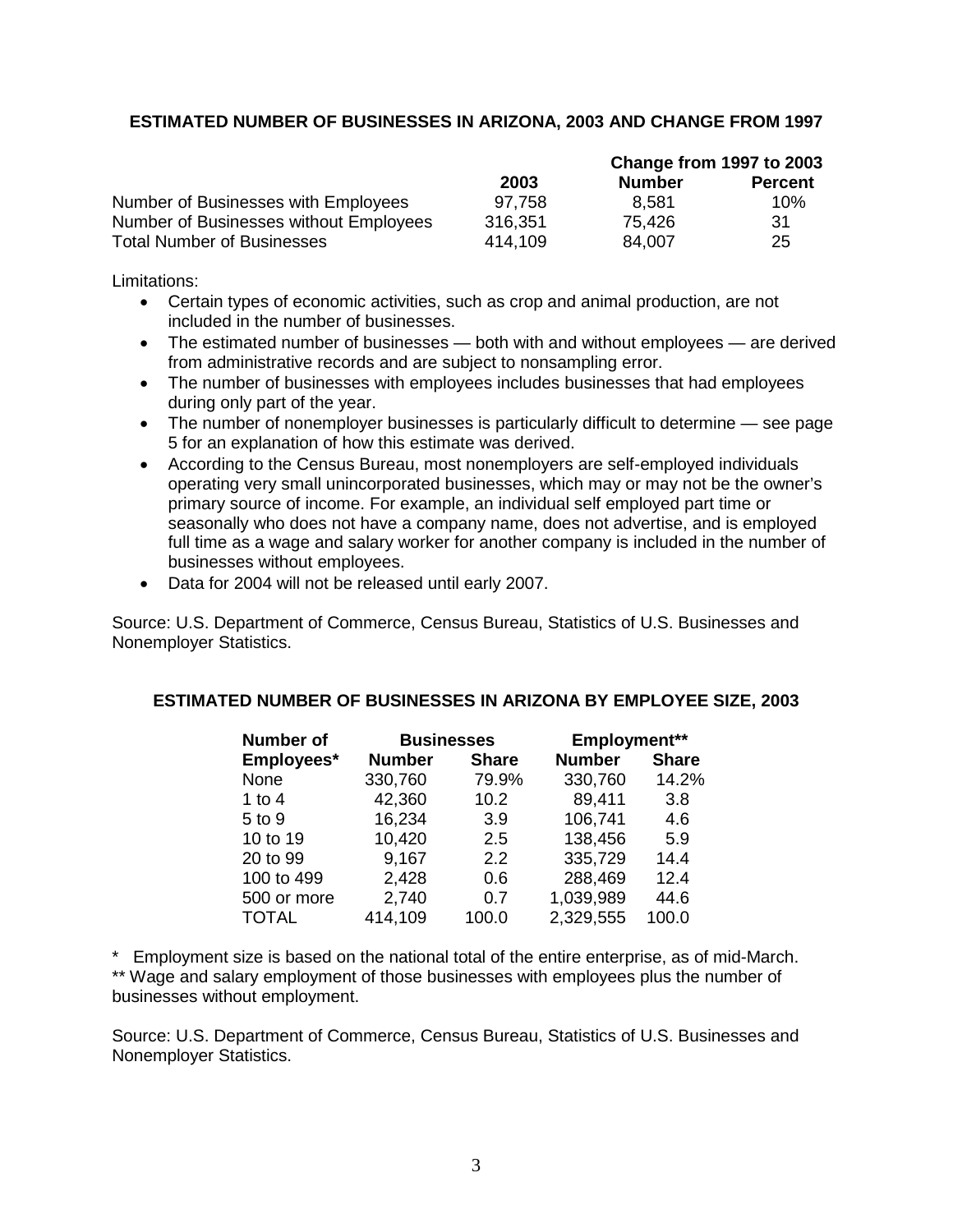## ESTIMATED NUMBER OF BUSINESSES IN ARIZONA, 2003 AND CHANGE FROM 1997

| | 2003 | Change from 1997 to 2003 Number | Percent |
|---|---|---|---|
| Number of Businesses with Employees | 97,758 | 8,581 | 10% |
| Number of Businesses without Employees | 316,351 | 75,426 | 31 |
| Total Number of Businesses | 414,109 | 84,007 | 25 |

Limitations:

- Certain types of economic activities, such as crop and animal production, are not included in the number of businesses.
- The estimated number of businesses — both with and without employees — are derived from administrative records and are subject to nonsampling error.
- The number of businesses with employees includes businesses that had employees during only part of the year.
- The number of nonemployer businesses is particularly difficult to determine — see page 5 for an explanation of how this estimate was derived.
- According to the Census Bureau, most nonemployers are self-employed individuals operating very small unincorporated businesses, which may or may not be the owner's primary source of income. For example, an individual self employed part time or seasonally who does not have a company name, does not advertise, and is employed full time as a wage and salary worker for another company is included in the number of businesses without employees.
- Data for 2004 will not be released until early 2007.

Source: U.S. Department of Commerce, Census Bureau, Statistics of U.S. Businesses and Nonemployer Statistics.

## ESTIMATED NUMBER OF BUSINESSES IN ARIZONA BY EMPLOYEE SIZE, 2003

| Number of Employees* | Businesses | | Employment** | |
|---|---|---|---|---|
| | Number | Share | Number | Share |
| None | 330,760 | 79.9% | 330,760 | 14.2% |
| 1 to 4 | 42,360 | 10.2 | 89,411 | 3.8 |
| 5 to 9 | 16,234 | 3.9 | 106,741 | 4.6 |
| 10 to 19 | 10,420 | 2.5 | 138,456 | 5.9 |
| 20 to 99 | 9,167 | 2.2 | 335,729 | 14.4 |
| 100 to 499 | 2,428 | 0.6 | 288,469 | 12.4 |
| 500 or more | 2,740 | 0.7 | 1,039,989 | 44.6 |
| TOTAL | 414,109 | 100.0 | 2,329,555 | 100.0 |

\* Employment size is based on the national total of the entire enterprise, as of mid-March.
\*\* Wage and salary employment of those businesses with employees plus the number of businesses without employment.

Source: U.S. Department of Commerce, Census Bureau, Statistics of U.S. Businesses and Nonemployer Statistics.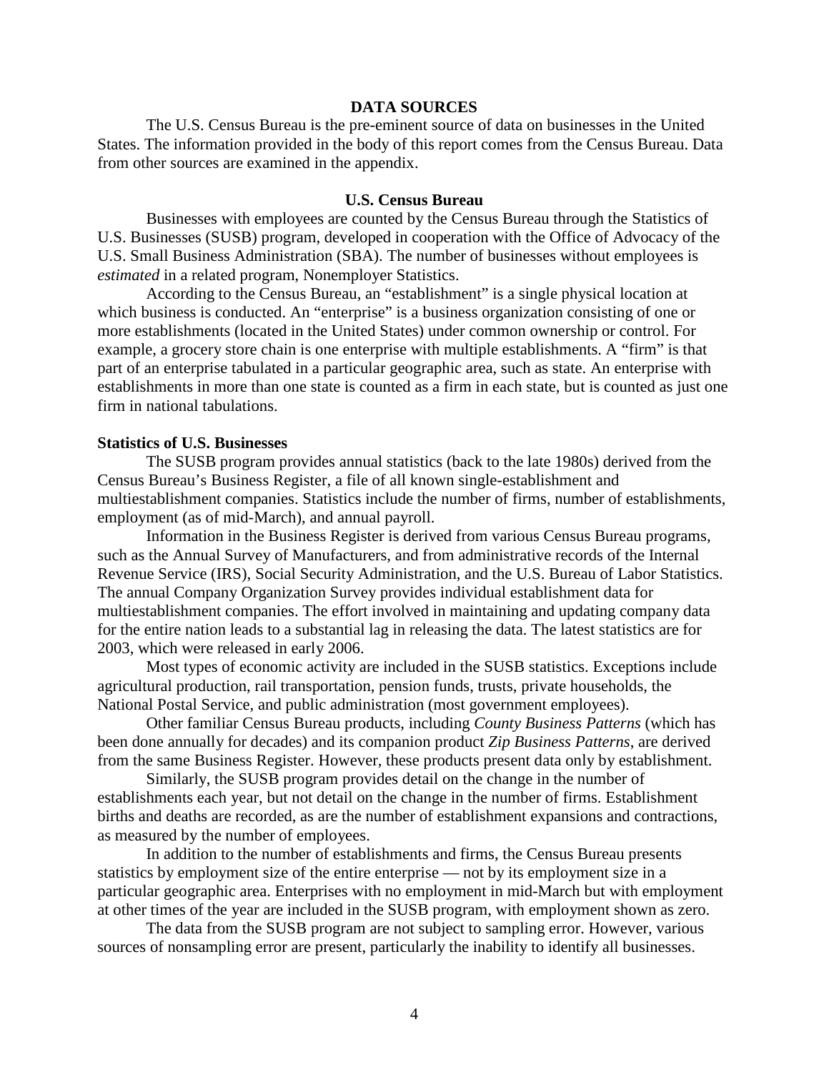## DATA SOURCES

The U.S. Census Bureau is the pre-eminent source of data on businesses in the United States. The information provided in the body of this report comes from the Census Bureau. Data from other sources are examined in the appendix.

### U.S. Census Bureau

Businesses with employees are counted by the Census Bureau through the Statistics of U.S. Businesses (SUSB) program, developed in cooperation with the Office of Advocacy of the U.S. Small Business Administration (SBA). The number of businesses without employees is *estimated* in a related program, Nonemployer Statistics.

According to the Census Bureau, an "establishment" is a single physical location at which business is conducted. An "enterprise" is a business organization consisting of one or more establishments (located in the United States) under common ownership or control. For example, a grocery store chain is one enterprise with multiple establishments. A "firm" is that part of an enterprise tabulated in a particular geographic area, such as state. An enterprise with establishments in more than one state is counted as a firm in each state, but is counted as just one firm in national tabulations.

#### Statistics of U.S. Businesses

The SUSB program provides annual statistics (back to the late 1980s) derived from the Census Bureau's Business Register, a file of all known single-establishment and multiestablishment companies. Statistics include the number of firms, number of establishments, employment (as of mid-March), and annual payroll.

Information in the Business Register is derived from various Census Bureau programs, such as the Annual Survey of Manufacturers, and from administrative records of the Internal Revenue Service (IRS), Social Security Administration, and the U.S. Bureau of Labor Statistics. The annual Company Organization Survey provides individual establishment data for multiestablishment companies. The effort involved in maintaining and updating company data for the entire nation leads to a substantial lag in releasing the data. The latest statistics are for 2003, which were released in early 2006.

Most types of economic activity are included in the SUSB statistics. Exceptions include agricultural production, rail transportation, pension funds, trusts, private households, the National Postal Service, and public administration (most government employees).

Other familiar Census Bureau products, including *County Business Patterns* (which has been done annually for decades) and its companion product *Zip Business Patterns*, are derived from the same Business Register. However, these products present data only by establishment.

Similarly, the SUSB program provides detail on the change in the number of establishments each year, but not detail on the change in the number of firms. Establishment births and deaths are recorded, as are the number of establishment expansions and contractions, as measured by the number of employees.

In addition to the number of establishments and firms, the Census Bureau presents statistics by employment size of the entire enterprise — not by its employment size in a particular geographic area. Enterprises with no employment in mid-March but with employment at other times of the year are included in the SUSB program, with employment shown as zero.

The data from the SUSB program are not subject to sampling error. However, various sources of nonsampling error are present, particularly the inability to identify all businesses.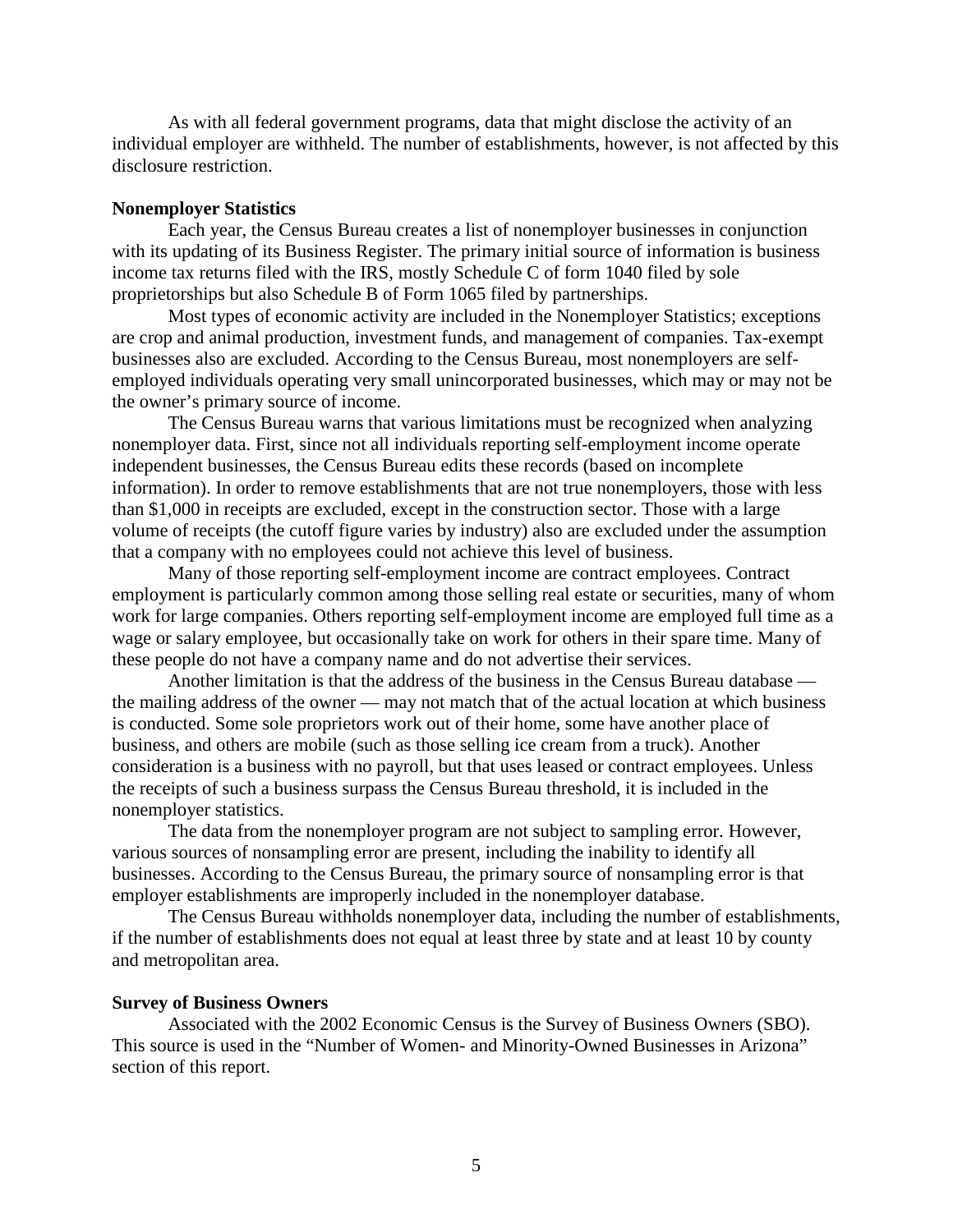As with all federal government programs, data that might disclose the activity of an individual employer are withheld. The number of establishments, however, is not affected by this disclosure restriction.

**Nonemployer Statistics**

Each year, the Census Bureau creates a list of nonemployer businesses in conjunction with its updating of its Business Register. The primary initial source of information is business income tax returns filed with the IRS, mostly Schedule C of form 1040 filed by sole proprietorships but also Schedule B of Form 1065 filed by partnerships.

Most types of economic activity are included in the Nonemployer Statistics; exceptions are crop and animal production, investment funds, and management of companies. Tax-exempt businesses also are excluded. According to the Census Bureau, most nonemployers are self-employed individuals operating very small unincorporated businesses, which may or may not be the owner's primary source of income.

The Census Bureau warns that various limitations must be recognized when analyzing nonemployer data. First, since not all individuals reporting self-employment income operate independent businesses, the Census Bureau edits these records (based on incomplete information). In order to remove establishments that are not true nonemployers, those with less than $1,000 in receipts are excluded, except in the construction sector. Those with a large volume of receipts (the cutoff figure varies by industry) also are excluded under the assumption that a company with no employees could not achieve this level of business.

Many of those reporting self-employment income are contract employees. Contract employment is particularly common among those selling real estate or securities, many of whom work for large companies. Others reporting self-employment income are employed full time as a wage or salary employee, but occasionally take on work for others in their spare time. Many of these people do not have a company name and do not advertise their services.

Another limitation is that the address of the business in the Census Bureau database — the mailing address of the owner — may not match that of the actual location at which business is conducted. Some sole proprietors work out of their home, some have another place of business, and others are mobile (such as those selling ice cream from a truck). Another consideration is a business with no payroll, but that uses leased or contract employees. Unless the receipts of such a business surpass the Census Bureau threshold, it is included in the nonemployer statistics.

The data from the nonemployer program are not subject to sampling error. However, various sources of nonsampling error are present, including the inability to identify all businesses. According to the Census Bureau, the primary source of nonsampling error is that employer establishments are improperly included in the nonemployer database.

The Census Bureau withholds nonemployer data, including the number of establishments, if the number of establishments does not equal at least three by state and at least 10 by county and metropolitan area.

**Survey of Business Owners**

Associated with the 2002 Economic Census is the Survey of Business Owners (SBO). This source is used in the "Number of Women- and Minority-Owned Businesses in Arizona" section of this report.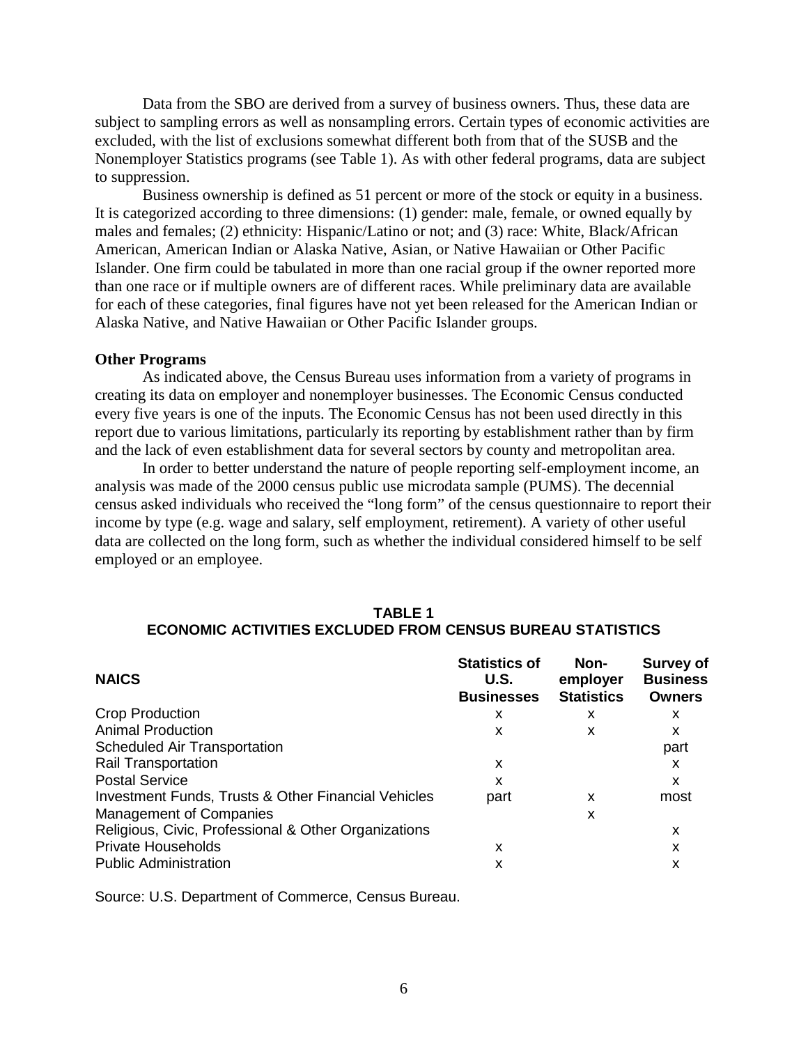Data from the SBO are derived from a survey of business owners. Thus, these data are subject to sampling errors as well as nonsampling errors. Certain types of economic activities are excluded, with the list of exclusions somewhat different both from that of the SUSB and the Nonemployer Statistics programs (see Table 1). As with other federal programs, data are subject to suppression.

Business ownership is defined as 51 percent or more of the stock or equity in a business. It is categorized according to three dimensions: (1) gender: male, female, or owned equally by males and females; (2) ethnicity: Hispanic/Latino or not; and (3) race: White, Black/African American, American Indian or Alaska Native, Asian, or Native Hawaiian or Other Pacific Islander. One firm could be tabulated in more than one racial group if the owner reported more than one race or if multiple owners are of different races. While preliminary data are available for each of these categories, final figures have not yet been released for the American Indian or Alaska Native, and Native Hawaiian or Other Pacific Islander groups.

**Other Programs**

As indicated above, the Census Bureau uses information from a variety of programs in creating its data on employer and nonemployer businesses. The Economic Census conducted every five years is one of the inputs. The Economic Census has not been used directly in this report due to various limitations, particularly its reporting by establishment rather than by firm and the lack of even establishment data for several sectors by county and metropolitan area.

In order to better understand the nature of people reporting self-employment income, an analysis was made of the 2000 census public use microdata sample (PUMS). The decennial census asked individuals who received the "long form" of the census questionnaire to report their income by type (e.g. wage and salary, self employment, retirement). A variety of other useful data are collected on the long form, such as whether the individual considered himself to be self employed or an employee.

**TABLE 1**
**ECONOMIC ACTIVITIES EXCLUDED FROM CENSUS BUREAU STATISTICS**

| NAICS | Statistics of U.S. Businesses | Non-employer Statistics | Survey of Business Owners |
|---|---|---|---|
| Crop Production | x | x | x |
| Animal Production | x | x | x |
| Scheduled Air Transportation | | | part |
| Rail Transportation | x | | x |
| Postal Service | x | | x |
| Investment Funds, Trusts & Other Financial Vehicles | part | x | most |
| Management of Companies | | x | |
| Religious, Civic, Professional & Other Organizations | | | x |
| Private Households | x | | x |
| Public Administration | x | | x |

Source: U.S. Department of Commerce, Census Bureau.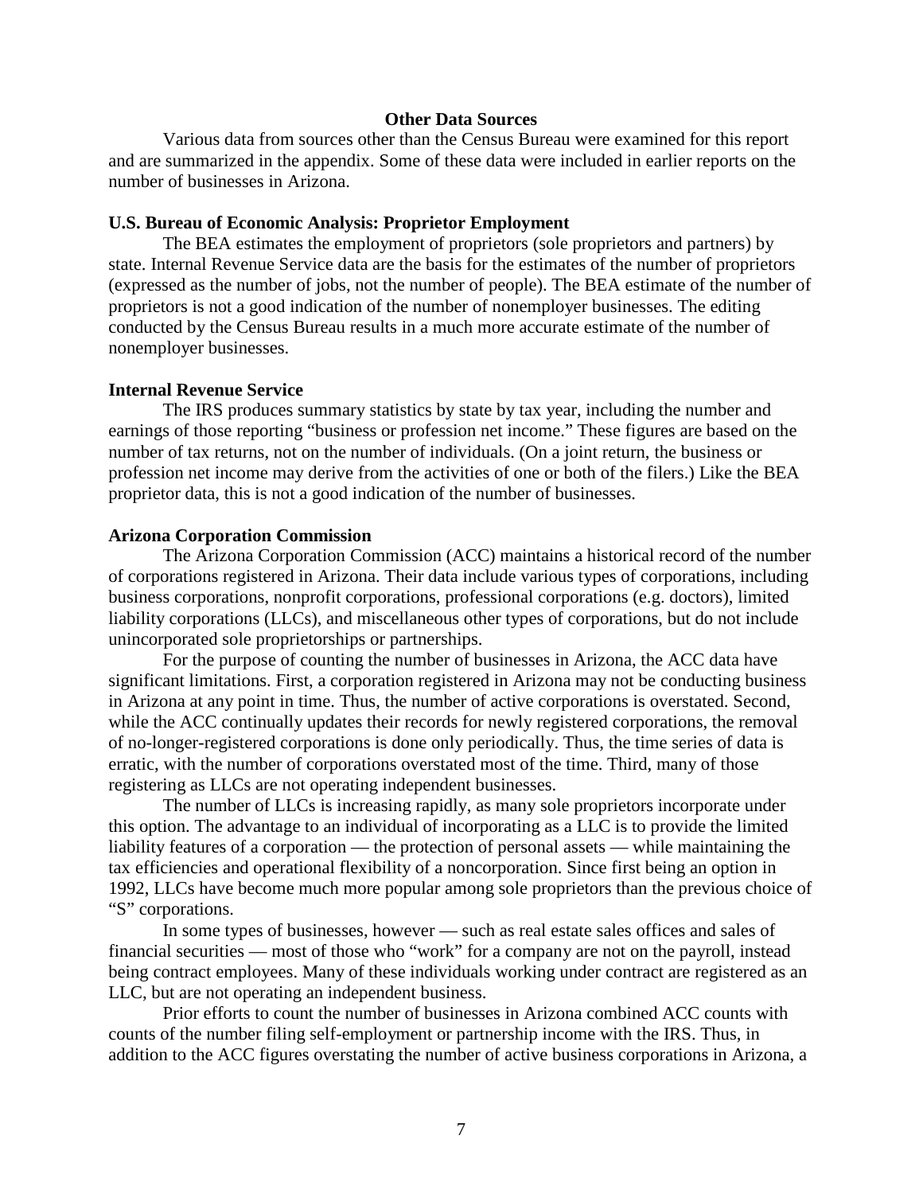## Other Data Sources

Various data from sources other than the Census Bureau were examined for this report and are summarized in the appendix. Some of these data were included in earlier reports on the number of businesses in Arizona.

### U.S. Bureau of Economic Analysis: Proprietor Employment

The BEA estimates the employment of proprietors (sole proprietors and partners) by state. Internal Revenue Service data are the basis for the estimates of the number of proprietors (expressed as the number of jobs, not the number of people). The BEA estimate of the number of proprietors is not a good indication of the number of nonemployer businesses. The editing conducted by the Census Bureau results in a much more accurate estimate of the number of nonemployer businesses.

### Internal Revenue Service

The IRS produces summary statistics by state by tax year, including the number and earnings of those reporting "business or profession net income." These figures are based on the number of tax returns, not on the number of individuals. (On a joint return, the business or profession net income may derive from the activities of one or both of the filers.) Like the BEA proprietor data, this is not a good indication of the number of businesses.

### Arizona Corporation Commission

The Arizona Corporation Commission (ACC) maintains a historical record of the number of corporations registered in Arizona. Their data include various types of corporations, including business corporations, nonprofit corporations, professional corporations (e.g. doctors), limited liability corporations (LLCs), and miscellaneous other types of corporations, but do not include unincorporated sole proprietorships or partnerships.

For the purpose of counting the number of businesses in Arizona, the ACC data have significant limitations. First, a corporation registered in Arizona may not be conducting business in Arizona at any point in time. Thus, the number of active corporations is overstated. Second, while the ACC continually updates their records for newly registered corporations, the removal of no-longer-registered corporations is done only periodically. Thus, the time series of data is erratic, with the number of corporations overstated most of the time. Third, many of those registering as LLCs are not operating independent businesses.

The number of LLCs is increasing rapidly, as many sole proprietors incorporate under this option. The advantage to an individual of incorporating as a LLC is to provide the limited liability features of a corporation — the protection of personal assets — while maintaining the tax efficiencies and operational flexibility of a noncorporation. Since first being an option in 1992, LLCs have become much more popular among sole proprietors than the previous choice of "S" corporations.

In some types of businesses, however — such as real estate sales offices and sales of financial securities — most of those who "work" for a company are not on the payroll, instead being contract employees. Many of these individuals working under contract are registered as an LLC, but are not operating an independent business.

Prior efforts to count the number of businesses in Arizona combined ACC counts with counts of the number filing self-employment or partnership income with the IRS. Thus, in addition to the ACC figures overstating the number of active business corporations in Arizona, a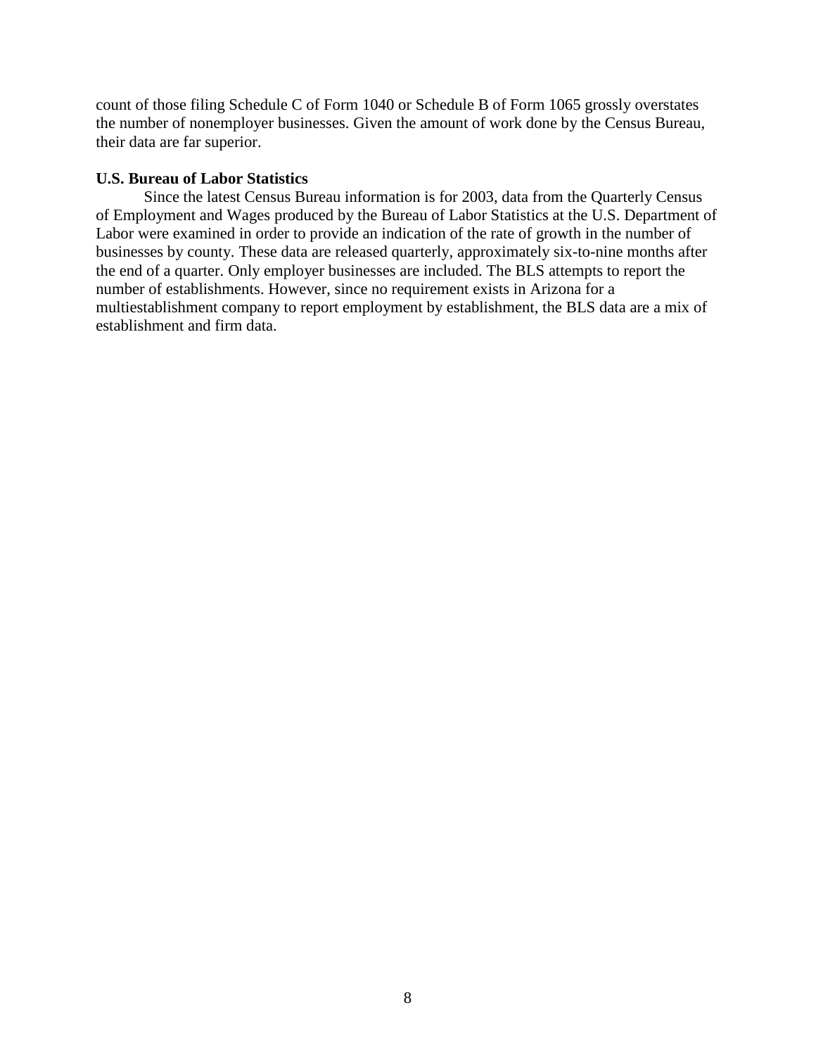count of those filing Schedule C of Form 1040 or Schedule B of Form 1065 grossly overstates the number of nonemployer businesses. Given the amount of work done by the Census Bureau, their data are far superior.

**U.S. Bureau of Labor Statistics**

Since the latest Census Bureau information is for 2003, data from the Quarterly Census of Employment and Wages produced by the Bureau of Labor Statistics at the U.S. Department of Labor were examined in order to provide an indication of the rate of growth in the number of businesses by county. These data are released quarterly, approximately six-to-nine months after the end of a quarter. Only employer businesses are included. The BLS attempts to report the number of establishments. However, since no requirement exists in Arizona for a multiestablishment company to report employment by establishment, the BLS data are a mix of establishment and firm data.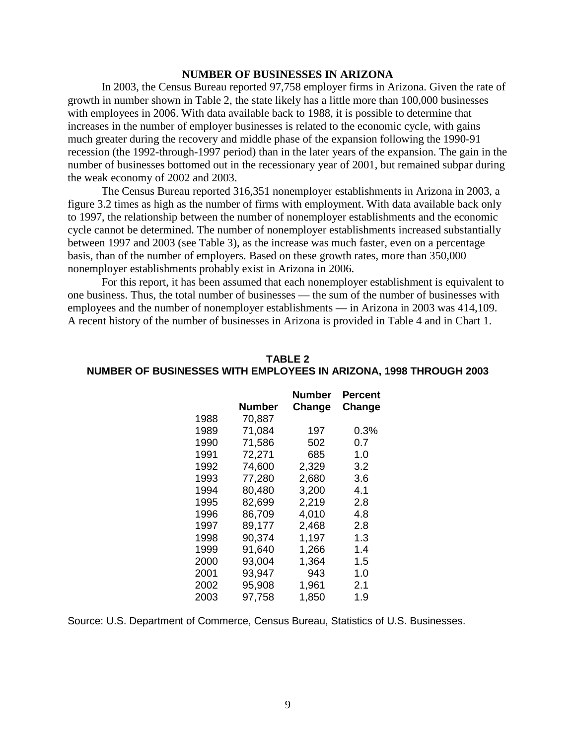## NUMBER OF BUSINESSES IN ARIZONA

In 2003, the Census Bureau reported 97,758 employer firms in Arizona. Given the rate of growth in number shown in Table 2, the state likely has a little more than 100,000 businesses with employees in 2006. With data available back to 1988, it is possible to determine that increases in the number of employer businesses is related to the economic cycle, with gains much greater during the recovery and middle phase of the expansion following the 1990-91 recession (the 1992-through-1997 period) than in the later years of the expansion. The gain in the number of businesses bottomed out in the recessionary year of 2001, but remained subpar during the weak economy of 2002 and 2003.

The Census Bureau reported 316,351 nonemployer establishments in Arizona in 2003, a figure 3.2 times as high as the number of firms with employment. With data available back only to 1997, the relationship between the number of nonemployer establishments and the economic cycle cannot be determined. The number of nonemployer establishments increased substantially between 1997 and 2003 (see Table 3), as the increase was much faster, even on a percentage basis, than of the number of employers. Based on these growth rates, more than 350,000 nonemployer establishments probably exist in Arizona in 2006.

For this report, it has been assumed that each nonemployer establishment is equivalent to one business. Thus, the total number of businesses — the sum of the number of businesses with employees and the number of nonemployer establishments — in Arizona in 2003 was 414,109. A recent history of the number of businesses in Arizona is provided in Table 4 and in Chart 1.

**TABLE 2**
**NUMBER OF BUSINESSES WITH EMPLOYEES IN ARIZONA, 1998 THROUGH 2003**

| | Number | Number Change | Percent Change |
|---|---|---|---|
| 1988 | 70,887 | | |
| 1989 | 71,084 | 197 | 0.3% |
| 1990 | 71,586 | 502 | 0.7 |
| 1991 | 72,271 | 685 | 1.0 |
| 1992 | 74,600 | 2,329 | 3.2 |
| 1993 | 77,280 | 2,680 | 3.6 |
| 1994 | 80,480 | 3,200 | 4.1 |
| 1995 | 82,699 | 2,219 | 2.8 |
| 1996 | 86,709 | 4,010 | 4.8 |
| 1997 | 89,177 | 2,468 | 2.8 |
| 1998 | 90,374 | 1,197 | 1.3 |
| 1999 | 91,640 | 1,266 | 1.4 |
| 2000 | 93,004 | 1,364 | 1.5 |
| 2001 | 93,947 | 943 | 1.0 |
| 2002 | 95,908 | 1,961 | 2.1 |
| 2003 | 97,758 | 1,850 | 1.9 |

Source: U.S. Department of Commerce, Census Bureau, Statistics of U.S. Businesses.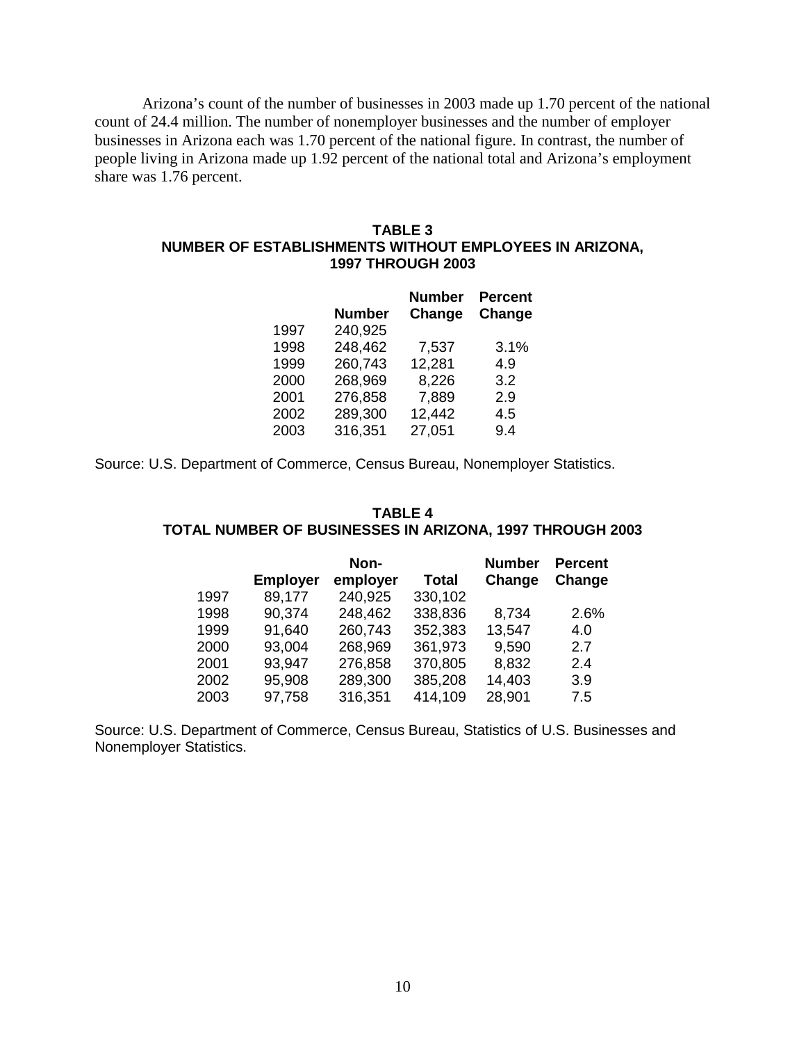Arizona's count of the number of businesses in 2003 made up 1.70 percent of the national count of 24.4 million. The number of nonemployer businesses and the number of employer businesses in Arizona each was 1.70 percent of the national figure. In contrast, the number of people living in Arizona made up 1.92 percent of the national total and Arizona's employment share was 1.76 percent.

**TABLE 3**
**NUMBER OF ESTABLISHMENTS WITHOUT EMPLOYEES IN ARIZONA, 1997 THROUGH 2003**

| | Number | Number Change | Percent Change |
|---|---|---|---|
| 1997 | 240,925 | | |
| 1998 | 248,462 | 7,537 | 3.1% |
| 1999 | 260,743 | 12,281 | 4.9 |
| 2000 | 268,969 | 8,226 | 3.2 |
| 2001 | 276,858 | 7,889 | 2.9 |
| 2002 | 289,300 | 12,442 | 4.5 |
| 2003 | 316,351 | 27,051 | 9.4 |

Source: U.S. Department of Commerce, Census Bureau, Nonemployer Statistics.

**TABLE 4**
**TOTAL NUMBER OF BUSINESSES IN ARIZONA, 1997 THROUGH 2003**

| | Employer | Non-employer | Total | Number Change | Percent Change |
|---|---|---|---|---|---|
| 1997 | 89,177 | 240,925 | 330,102 | | |
| 1998 | 90,374 | 248,462 | 338,836 | 8,734 | 2.6% |
| 1999 | 91,640 | 260,743 | 352,383 | 13,547 | 4.0 |
| 2000 | 93,004 | 268,969 | 361,973 | 9,590 | 2.7 |
| 2001 | 93,947 | 276,858 | 370,805 | 8,832 | 2.4 |
| 2002 | 95,908 | 289,300 | 385,208 | 14,403 | 3.9 |
| 2003 | 97,758 | 316,351 | 414,109 | 28,901 | 7.5 |

Source: U.S. Department of Commerce, Census Bureau, Statistics of U.S. Businesses and Nonemployer Statistics.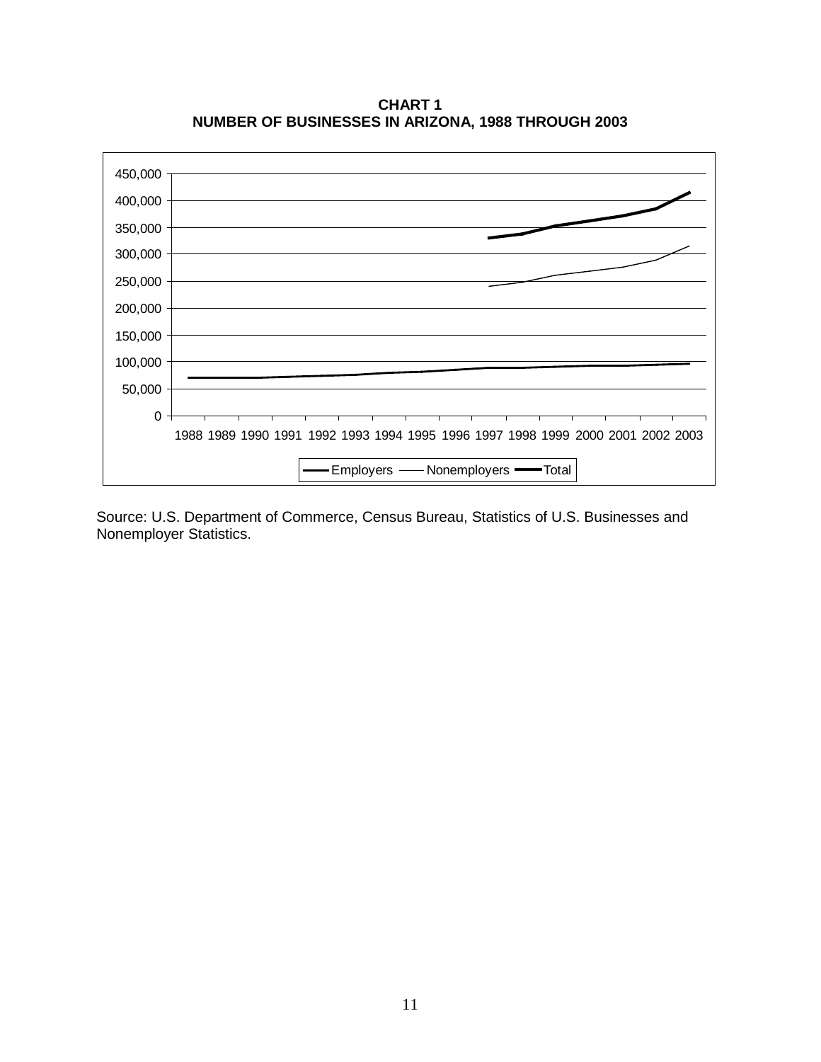**CHART 1**
**NUMBER OF BUSINESSES IN ARIZONA, 1988 THROUGH 2003**

Source: U.S. Department of Commerce, Census Bureau, Statistics of U.S. Businesses and Nonemployer Statistics.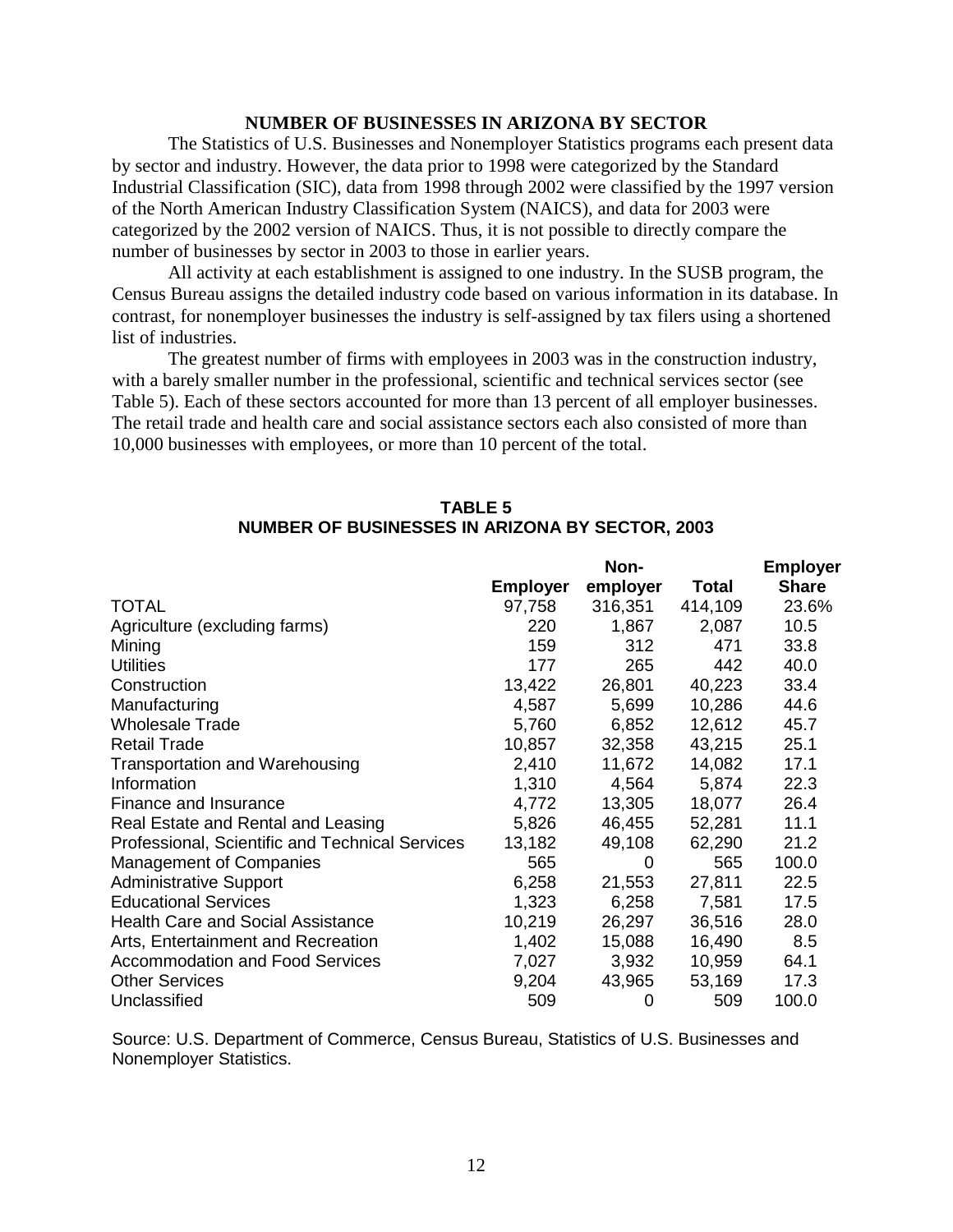## NUMBER OF BUSINESSES IN ARIZONA BY SECTOR

The Statistics of U.S. Businesses and Nonemployer Statistics programs each present data by sector and industry. However, the data prior to 1998 were categorized by the Standard Industrial Classification (SIC), data from 1998 through 2002 were classified by the 1997 version of the North American Industry Classification System (NAICS), and data for 2003 were categorized by the 2002 version of NAICS. Thus, it is not possible to directly compare the number of businesses by sector in 2003 to those in earlier years.

All activity at each establishment is assigned to one industry. In the SUSB program, the Census Bureau assigns the detailed industry code based on various information in its database. In contrast, for nonemployer businesses the industry is self-assigned by tax filers using a shortened list of industries.

The greatest number of firms with employees in 2003 was in the construction industry, with a barely smaller number in the professional, scientific and technical services sector (see Table 5). Each of these sectors accounted for more than 13 percent of all employer businesses. The retail trade and health care and social assistance sectors each also consisted of more than 10,000 businesses with employees, or more than 10 percent of the total.

**TABLE 5**
**NUMBER OF BUSINESSES IN ARIZONA BY SECTOR, 2003**

| | Employer | Non-employer | Total | Employer Share |
|---|---|---|---|---|
| TOTAL | 97,758 | 316,351 | 414,109 | 23.6% |
| Agriculture (excluding farms) | 220 | 1,867 | 2,087 | 10.5 |
| Mining | 159 | 312 | 471 | 33.8 |
| Utilities | 177 | 265 | 442 | 40.0 |
| Construction | 13,422 | 26,801 | 40,223 | 33.4 |
| Manufacturing | 4,587 | 5,699 | 10,286 | 44.6 |
| Wholesale Trade | 5,760 | 6,852 | 12,612 | 45.7 |
| Retail Trade | 10,857 | 32,358 | 43,215 | 25.1 |
| Transportation and Warehousing | 2,410 | 11,672 | 14,082 | 17.1 |
| Information | 1,310 | 4,564 | 5,874 | 22.3 |
| Finance and Insurance | 4,772 | 13,305 | 18,077 | 26.4 |
| Real Estate and Rental and Leasing | 5,826 | 46,455 | 52,281 | 11.1 |
| Professional, Scientific and Technical Services | 13,182 | 49,108 | 62,290 | 21.2 |
| Management of Companies | 565 | 0 | 565 | 100.0 |
| Administrative Support | 6,258 | 21,553 | 27,811 | 22.5 |
| Educational Services | 1,323 | 6,258 | 7,581 | 17.5 |
| Health Care and Social Assistance | 10,219 | 26,297 | 36,516 | 28.0 |
| Arts, Entertainment and Recreation | 1,402 | 15,088 | 16,490 | 8.5 |
| Accommodation and Food Services | 7,027 | 3,932 | 10,959 | 64.1 |
| Other Services | 9,204 | 43,965 | 53,169 | 17.3 |
| Unclassified | 509 | 0 | 509 | 100.0 |

Source: U.S. Department of Commerce, Census Bureau, Statistics of U.S. Businesses and Nonemployer Statistics.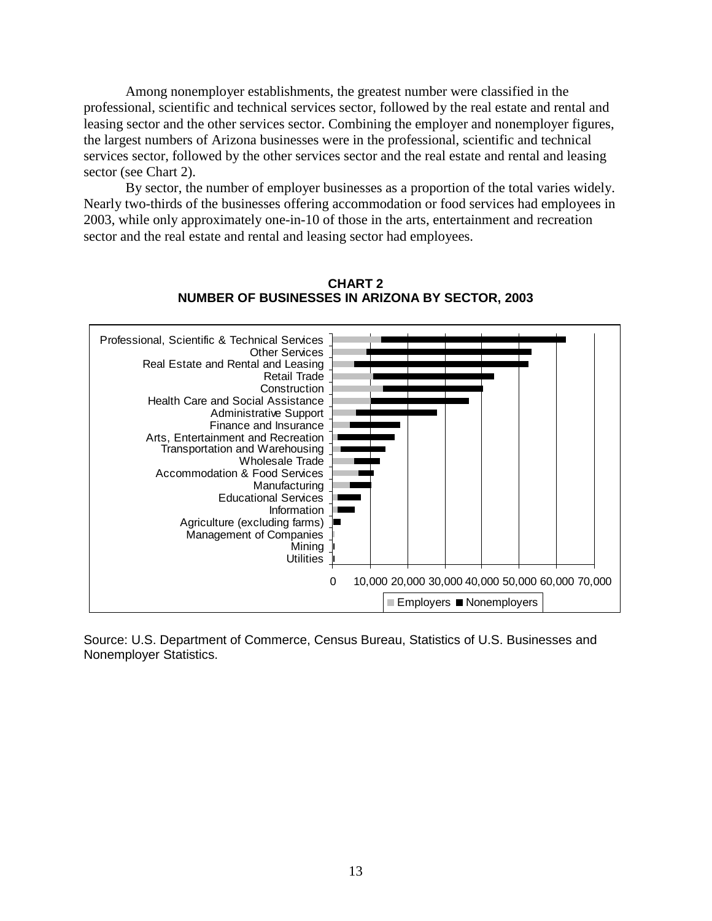Among nonemployer establishments, the greatest number were classified in the professional, scientific and technical services sector, followed by the real estate and rental and leasing sector and the other services sector. Combining the employer and nonemployer figures, the largest numbers of Arizona businesses were in the professional, scientific and technical services sector, followed by the other services sector and the real estate and rental and leasing sector (see Chart 2).

By sector, the number of employer businesses as a proportion of the total varies widely. Nearly two-thirds of the businesses offering accommodation or food services had employees in 2003, while only approximately one-in-10 of those in the arts, entertainment and recreation sector and the real estate and rental and leasing sector had employees.

**CHART 2**
**NUMBER OF BUSINESSES IN ARIZONA BY SECTOR, 2003**

Source: U.S. Department of Commerce, Census Bureau, Statistics of U.S. Businesses and Nonemployer Statistics.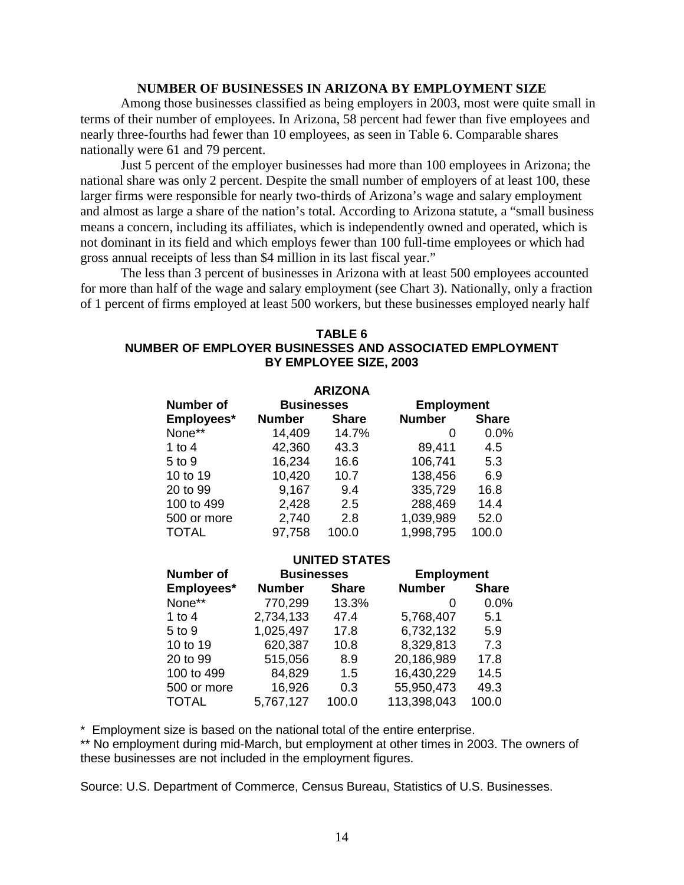### NUMBER OF BUSINESSES IN ARIZONA BY EMPLOYMENT SIZE

Among those businesses classified as being employers in 2003, most were quite small in terms of their number of employees. In Arizona, 58 percent had fewer than five employees and nearly three-fourths had fewer than 10 employees, as seen in Table 6. Comparable shares nationally were 61 and 79 percent.

Just 5 percent of the employer businesses had more than 100 employees in Arizona; the national share was only 2 percent. Despite the small number of employers of at least 100, these larger firms were responsible for nearly two-thirds of Arizona's wage and salary employment and almost as large a share of the nation's total. According to Arizona statute, a "small business means a concern, including its affiliates, which is independently owned and operated, which is not dominant in its field and which employs fewer than 100 full-time employees or which had gross annual receipts of less than $4 million in its last fiscal year."

The less than 3 percent of businesses in Arizona with at least 500 employees accounted for more than half of the wage and salary employment (see Chart 3). Nationally, only a fraction of 1 percent of firms employed at least 500 workers, but these businesses employed nearly half

**TABLE 6**
**NUMBER OF EMPLOYER BUSINESSES AND ASSOCIATED EMPLOYMENT BY EMPLOYEE SIZE, 2003**

**ARIZONA**

| Number of Employees* | Businesses Number | Businesses Share | Employment Number | Employment Share |
|---|---|---|---|---|
| None** | 14,409 | 14.7% | 0 | 0.0% |
| 1 to 4 | 42,360 | 43.3 | 89,411 | 4.5 |
| 5 to 9 | 16,234 | 16.6 | 106,741 | 5.3 |
| 10 to 19 | 10,420 | 10.7 | 138,456 | 6.9 |
| 20 to 99 | 9,167 | 9.4 | 335,729 | 16.8 |
| 100 to 499 | 2,428 | 2.5 | 288,469 | 14.4 |
| 500 or more | 2,740 | 2.8 | 1,039,989 | 52.0 |
| TOTAL | 97,758 | 100.0 | 1,998,795 | 100.0 |

**UNITED STATES**

| Number of Employees* | Businesses Number | Businesses Share | Employment Number | Employment Share |
|---|---|---|---|---|
| None** | 770,299 | 13.3% | 0 | 0.0% |
| 1 to 4 | 2,734,133 | 47.4 | 5,768,407 | 5.1 |
| 5 to 9 | 1,025,497 | 17.8 | 6,732,132 | 5.9 |
| 10 to 19 | 620,387 | 10.8 | 8,329,813 | 7.3 |
| 20 to 99 | 515,056 | 8.9 | 20,186,989 | 17.8 |
| 100 to 499 | 84,829 | 1.5 | 16,430,229 | 14.5 |
| 500 or more | 16,926 | 0.3 | 55,950,473 | 49.3 |
| TOTAL | 5,767,127 | 100.0 | 113,398,043 | 100.0 |

\* Employment size is based on the national total of the entire enterprise.

** No employment during mid-March, but employment at other times in 2003. The owners of these businesses are not included in the employment figures.

Source: U.S. Department of Commerce, Census Bureau, Statistics of U.S. Businesses.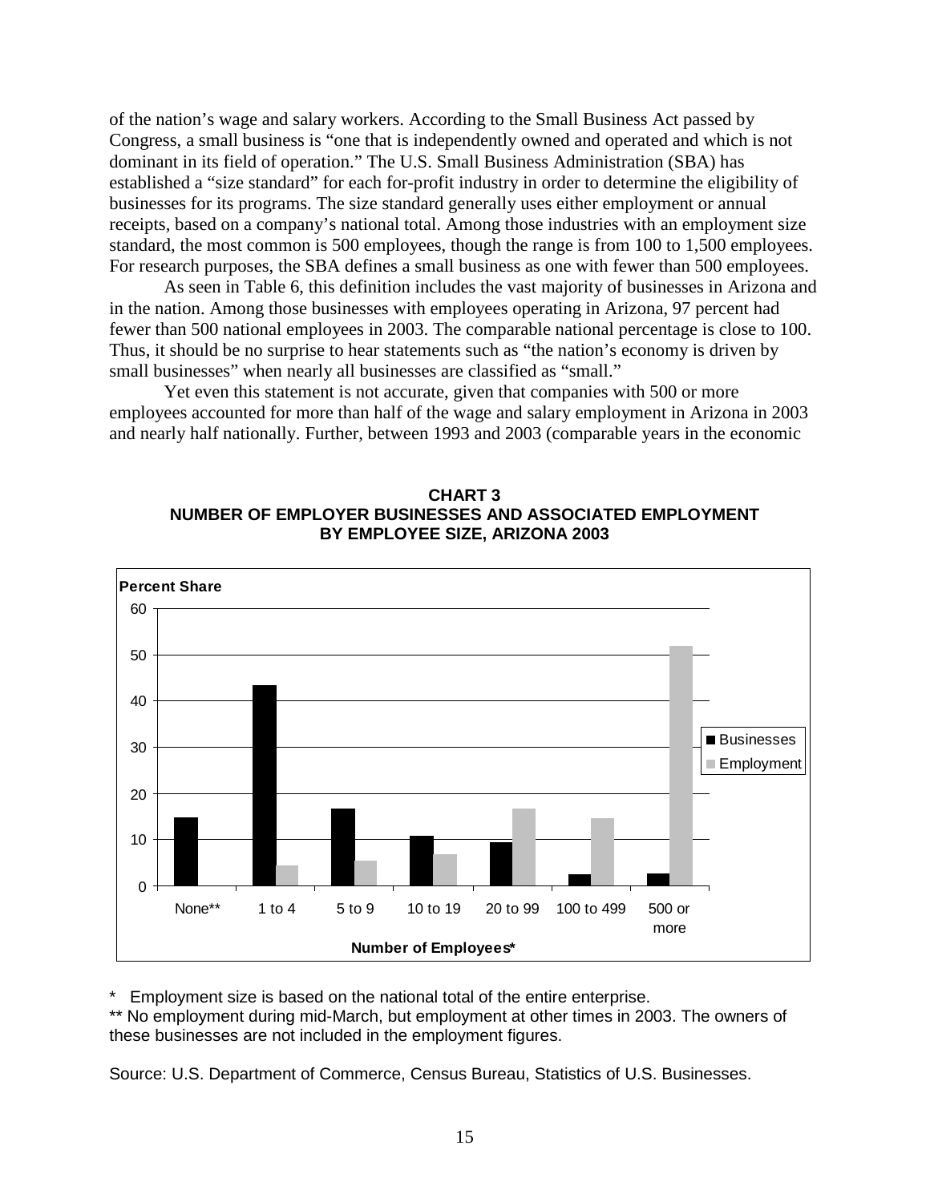of the nation's wage and salary workers. According to the Small Business Act passed by Congress, a small business is "one that is independently owned and operated and which is not dominant in its field of operation." The U.S. Small Business Administration (SBA) has established a "size standard" for each for-profit industry in order to determine the eligibility of businesses for its programs. The size standard generally uses either employment or annual receipts, based on a company's national total. Among those industries with an employment size standard, the most common is 500 employees, though the range is from 100 to 1,500 employees. For research purposes, the SBA defines a small business as one with fewer than 500 employees.

As seen in Table 6, this definition includes the vast majority of businesses in Arizona and in the nation. Among those businesses with employees operating in Arizona, 97 percent had fewer than 500 national employees in 2003. The comparable national percentage is close to 100. Thus, it should be no surprise to hear statements such as "the nation's economy is driven by small businesses" when nearly all businesses are classified as "small."

Yet even this statement is not accurate, given that companies with 500 or more employees accounted for more than half of the wage and salary employment in Arizona in 2003 and nearly half nationally. Further, between 1993 and 2003 (comparable years in the economic

**CHART 3**
**NUMBER OF EMPLOYER BUSINESSES AND ASSOCIATED EMPLOYMENT BY EMPLOYEE SIZE, ARIZONA 2003**

\* Employment size is based on the national total of the entire enterprise.

\*\* No employment during mid-March, but employment at other times in 2003. The owners of these businesses are not included in the employment figures.

Source: U.S. Department of Commerce, Census Bureau, Statistics of U.S. Businesses.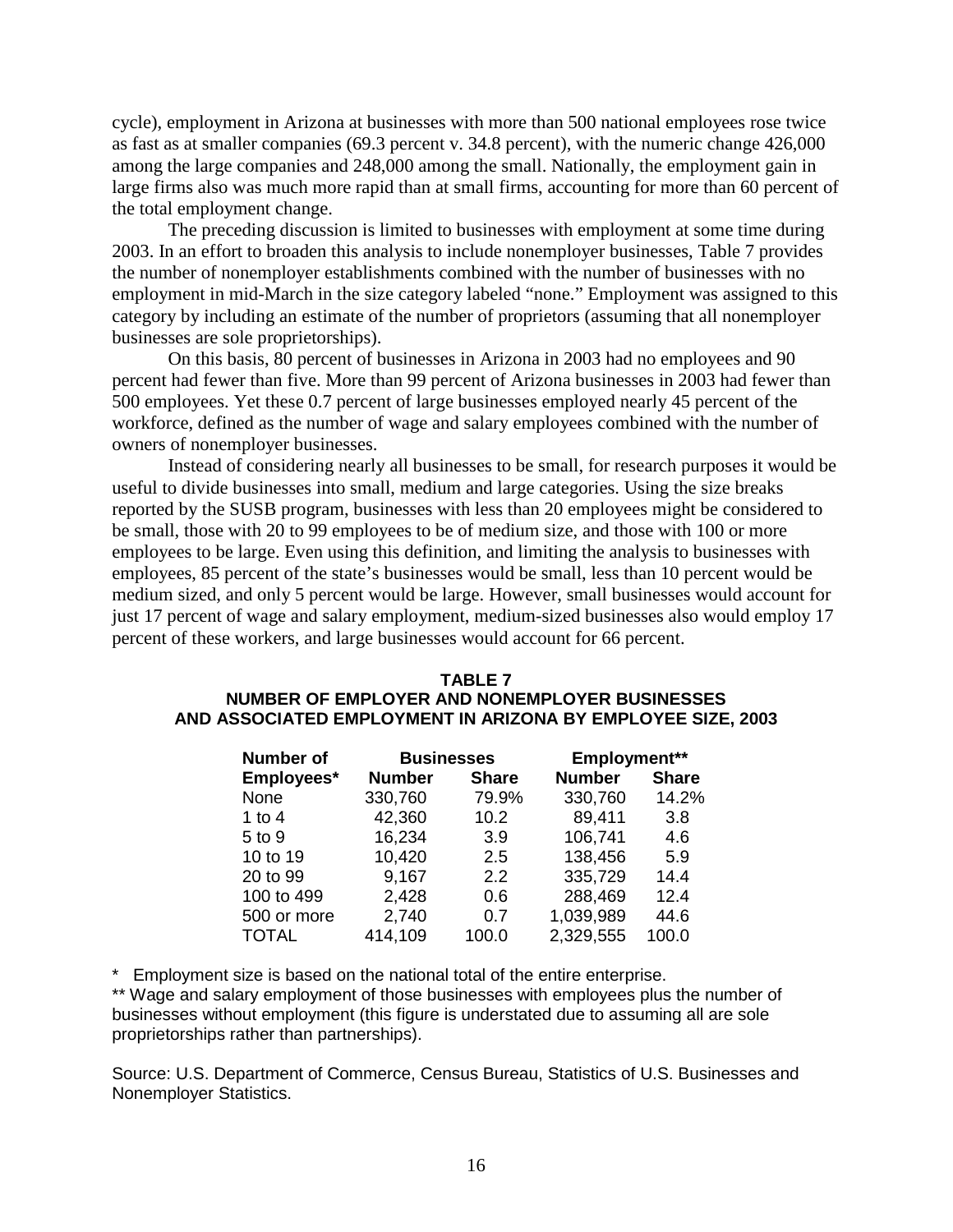cycle), employment in Arizona at businesses with more than 500 national employees rose twice as fast as at smaller companies (69.3 percent v. 34.8 percent), with the numeric change 426,000 among the large companies and 248,000 among the small. Nationally, the employment gain in large firms also was much more rapid than at small firms, accounting for more than 60 percent of the total employment change.

The preceding discussion is limited to businesses with employment at some time during 2003. In an effort to broaden this analysis to include nonemployer businesses, Table 7 provides the number of nonemployer establishments combined with the number of businesses with no employment in mid-March in the size category labeled "none." Employment was assigned to this category by including an estimate of the number of proprietors (assuming that all nonemployer businesses are sole proprietorships).

On this basis, 80 percent of businesses in Arizona in 2003 had no employees and 90 percent had fewer than five. More than 99 percent of Arizona businesses in 2003 had fewer than 500 employees. Yet these 0.7 percent of large businesses employed nearly 45 percent of the workforce, defined as the number of wage and salary employees combined with the number of owners of nonemployer businesses.

Instead of considering nearly all businesses to be small, for research purposes it would be useful to divide businesses into small, medium and large categories. Using the size breaks reported by the SUSB program, businesses with less than 20 employees might be considered to be small, those with 20 to 99 employees to be of medium size, and those with 100 or more employees to be large. Even using this definition, and limiting the analysis to businesses with employees, 85 percent of the state's businesses would be small, less than 10 percent would be medium sized, and only 5 percent would be large. However, small businesses would account for just 17 percent of wage and salary employment, medium-sized businesses also would employ 17 percent of these workers, and large businesses would account for 66 percent.

**TABLE 7**
**NUMBER OF EMPLOYER AND NONEMPLOYER BUSINESSES AND ASSOCIATED EMPLOYMENT IN ARIZONA BY EMPLOYEE SIZE, 2003**

| Number of | Businesses | | Employment** | |
|---|---|---|---|---|
| Employees* | Number | Share | Number | Share |
| None | 330,760 | 79.9% | 330,760 | 14.2% |
| 1 to 4 | 42,360 | 10.2 | 89,411 | 3.8 |
| 5 to 9 | 16,234 | 3.9 | 106,741 | 4.6 |
| 10 to 19 | 10,420 | 2.5 | 138,456 | 5.9 |
| 20 to 99 | 9,167 | 2.2 | 335,729 | 14.4 |
| 100 to 499 | 2,428 | 0.6 | 288,469 | 12.4 |
| 500 or more | 2,740 | 0.7 | 1,039,989 | 44.6 |
| TOTAL | 414,109 | 100.0 | 2,329,555 | 100.0 |

\* Employment size is based on the national total of the entire enterprise.

** Wage and salary employment of those businesses with employees plus the number of businesses without employment (this figure is understated due to assuming all are sole proprietorships rather than partnerships).

Source: U.S. Department of Commerce, Census Bureau, Statistics of U.S. Businesses and Nonemployer Statistics.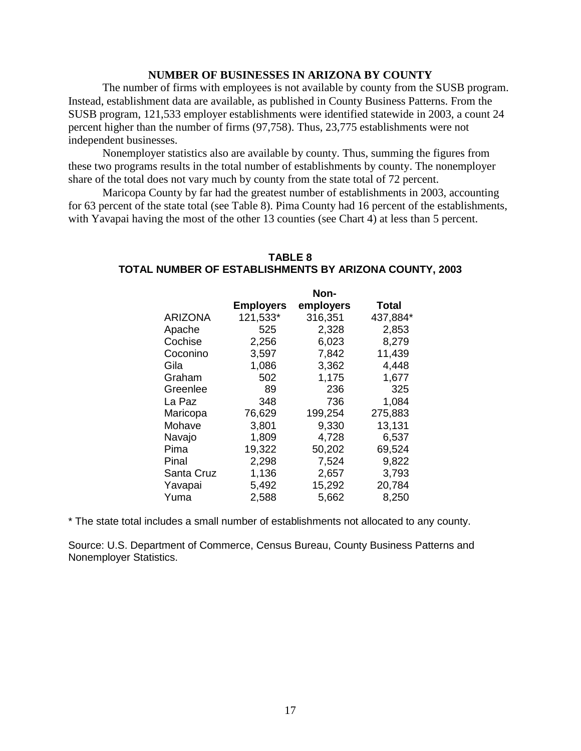## NUMBER OF BUSINESSES IN ARIZONA BY COUNTY

The number of firms with employees is not available by county from the SUSB program. Instead, establishment data are available, as published in County Business Patterns. From the SUSB program, 121,533 employer establishments were identified statewide in 2003, a count 24 percent higher than the number of firms (97,758). Thus, 23,775 establishments were not independent businesses.

Nonemployer statistics also are available by county. Thus, summing the figures from these two programs results in the total number of establishments by county. The nonemployer share of the total does not vary much by county from the state total of 72 percent.

Maricopa County by far had the greatest number of establishments in 2003, accounting for 63 percent of the state total (see Table 8). Pima County had 16 percent of the establishments, with Yavapai having the most of the other 13 counties (see Chart 4) at less than 5 percent.

### TABLE 8
### TOTAL NUMBER OF ESTABLISHMENTS BY ARIZONA COUNTY, 2003

| | Employers | Non-employers | Total |
|---|---|---|---|
| ARIZONA | 121,533* | 316,351 | 437,884* |
| Apache | 525 | 2,328 | 2,853 |
| Cochise | 2,256 | 6,023 | 8,279 |
| Coconino | 3,597 | 7,842 | 11,439 |
| Gila | 1,086 | 3,362 | 4,448 |
| Graham | 502 | 1,175 | 1,677 |
| Greenlee | 89 | 236 | 325 |
| La Paz | 348 | 736 | 1,084 |
| Maricopa | 76,629 | 199,254 | 275,883 |
| Mohave | 3,801 | 9,330 | 13,131 |
| Navajo | 1,809 | 4,728 | 6,537 |
| Pima | 19,322 | 50,202 | 69,524 |
| Pinal | 2,298 | 7,524 | 9,822 |
| Santa Cruz | 1,136 | 2,657 | 3,793 |
| Yavapai | 5,492 | 15,292 | 20,784 |
| Yuma | 2,588 | 5,662 | 8,250 |

* The state total includes a small number of establishments not allocated to any county.

Source: U.S. Department of Commerce, Census Bureau, County Business Patterns and Nonemployer Statistics.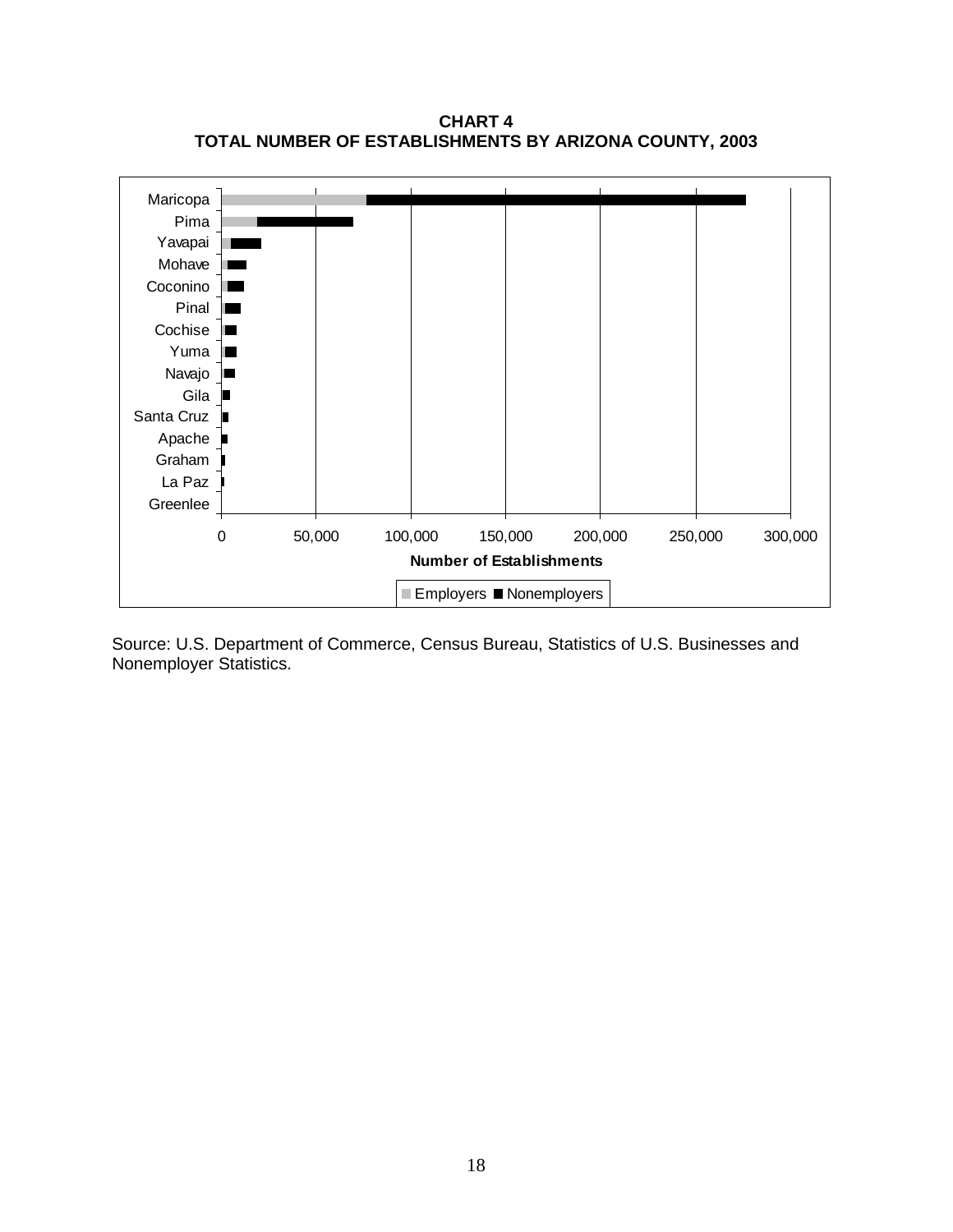**CHART 4**
**TOTAL NUMBER OF ESTABLISHMENTS BY ARIZONA COUNTY, 2003**

Source: U.S. Department of Commerce, Census Bureau, Statistics of U.S. Businesses and Nonemployer Statistics.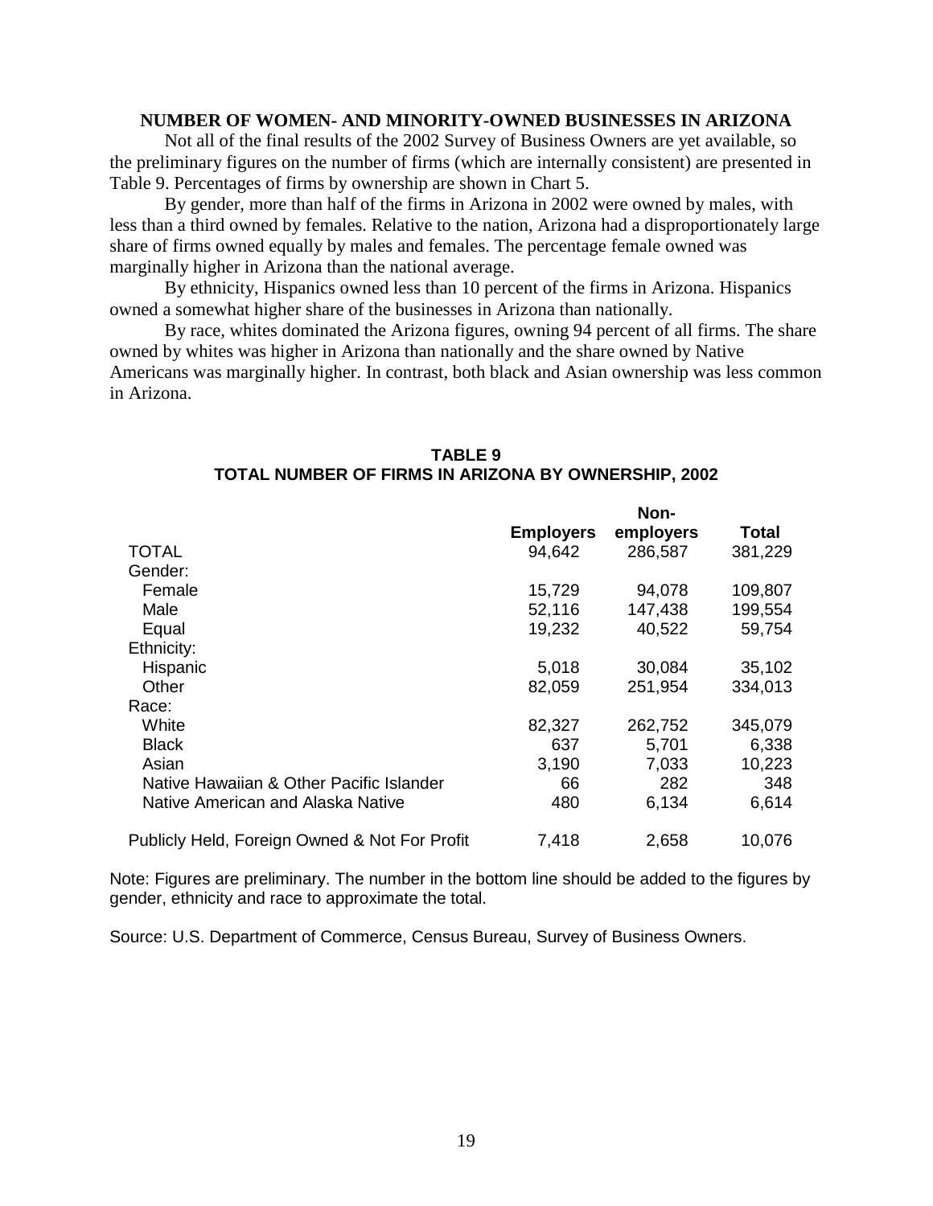## NUMBER OF WOMEN- AND MINORITY-OWNED BUSINESSES IN ARIZONA

Not all of the final results of the 2002 Survey of Business Owners are yet available, so the preliminary figures on the number of firms (which are internally consistent) are presented in Table 9. Percentages of firms by ownership are shown in Chart 5.

By gender, more than half of the firms in Arizona in 2002 were owned by males, with less than a third owned by females. Relative to the nation, Arizona had a disproportionately large share of firms owned equally by males and females. The percentage female owned was marginally higher in Arizona than the national average.

By ethnicity, Hispanics owned less than 10 percent of the firms in Arizona. Hispanics owned a somewhat higher share of the businesses in Arizona than nationally.

By race, whites dominated the Arizona figures, owning 94 percent of all firms. The share owned by whites was higher in Arizona than nationally and the share owned by Native Americans was marginally higher. In contrast, both black and Asian ownership was less common in Arizona.

### TABLE 9
### TOTAL NUMBER OF FIRMS IN ARIZONA BY OWNERSHIP, 2002

| | Employers | Non-employers | Total |
|---|---|---|---|
| TOTAL | 94,642 | 286,587 | 381,229 |
| Gender: | | | |
| Female | 15,729 | 94,078 | 109,807 |
| Male | 52,116 | 147,438 | 199,554 |
| Equal | 19,232 | 40,522 | 59,754 |
| Ethnicity: | | | |
| Hispanic | 5,018 | 30,084 | 35,102 |
| Other | 82,059 | 251,954 | 334,013 |
| Race: | | | |
| White | 82,327 | 262,752 | 345,079 |
| Black | 637 | 5,701 | 6,338 |
| Asian | 3,190 | 7,033 | 10,223 |
| Native Hawaiian & Other Pacific Islander | 66 | 282 | 348 |
| Native American and Alaska Native | 480 | 6,134 | 6,614 |
| Publicly Held, Foreign Owned & Not For Profit | 7,418 | 2,658 | 10,076 |

Note: Figures are preliminary. The number in the bottom line should be added to the figures by gender, ethnicity and race to approximate the total.

Source: U.S. Department of Commerce, Census Bureau, Survey of Business Owners.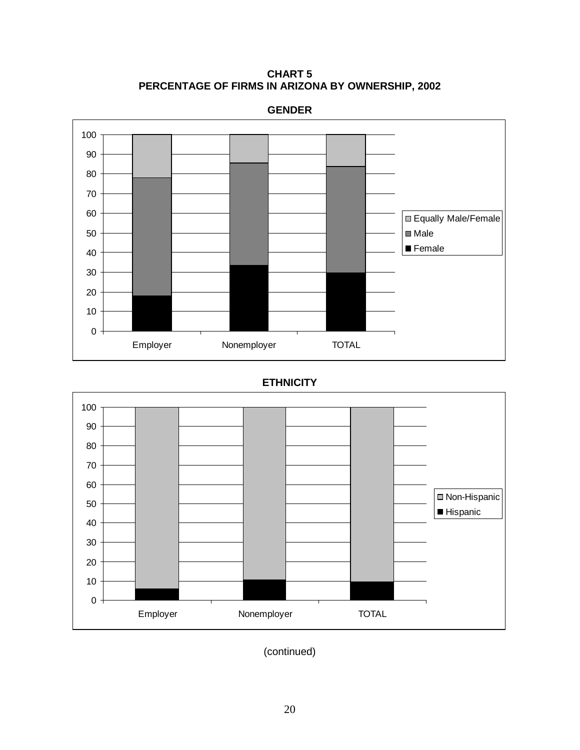**CHART 5**
**PERCENTAGE OF FIRMS IN ARIZONA BY OWNERSHIP, 2002**

**GENDER**

**ETHNICITY**

(continued)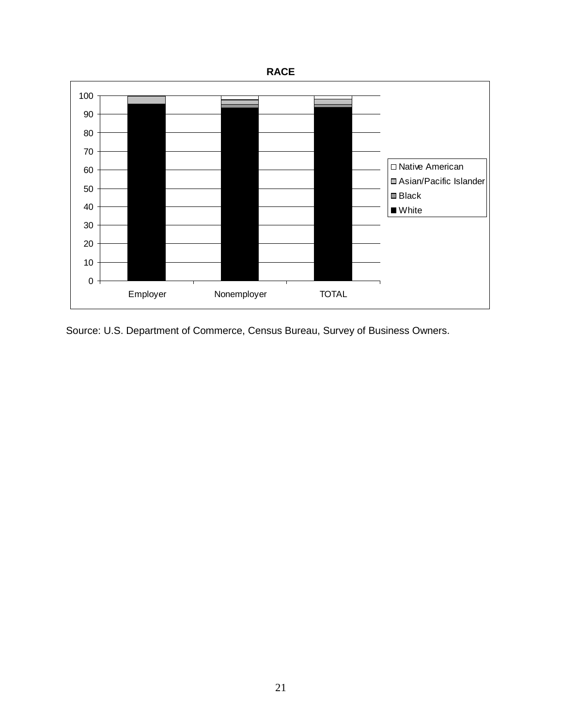**RACE**

| | Employer | Nonemployer | TOTAL |
|---|---|---|---|
| Legend: Native American, Asian/Pacific Islander, Black, White | | | |

Source: U.S. Department of Commerce, Census Bureau, Survey of Business Owners.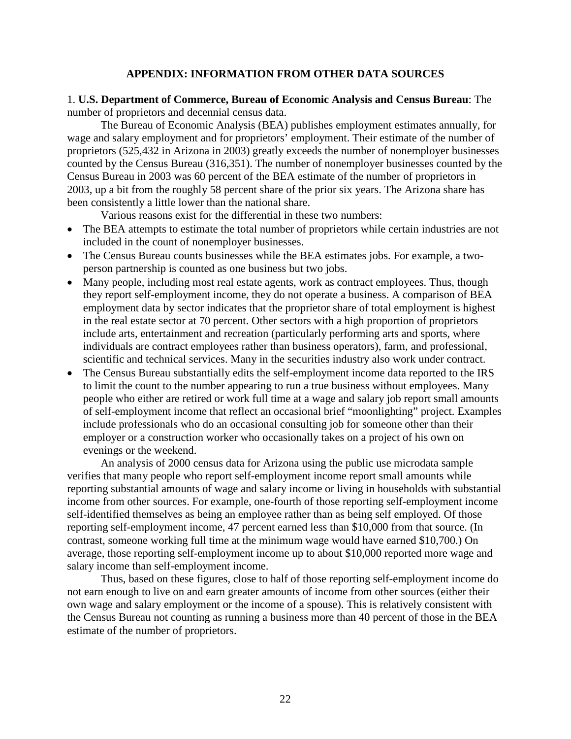## APPENDIX: INFORMATION FROM OTHER DATA SOURCES

1. **U.S. Department of Commerce, Bureau of Economic Analysis and Census Bureau**: The number of proprietors and decennial census data.

The Bureau of Economic Analysis (BEA) publishes employment estimates annually, for wage and salary employment and for proprietors' employment. Their estimate of the number of proprietors (525,432 in Arizona in 2003) greatly exceeds the number of nonemployer businesses counted by the Census Bureau (316,351). The number of nonemployer businesses counted by the Census Bureau in 2003 was 60 percent of the BEA estimate of the number of proprietors in 2003, up a bit from the roughly 58 percent share of the prior six years. The Arizona share has been consistently a little lower than the national share.

Various reasons exist for the differential in these two numbers:

- The BEA attempts to estimate the total number of proprietors while certain industries are not included in the count of nonemployer businesses.
- The Census Bureau counts businesses while the BEA estimates jobs. For example, a two-person partnership is counted as one business but two jobs.
- Many people, including most real estate agents, work as contract employees. Thus, though they report self-employment income, they do not operate a business. A comparison of BEA employment data by sector indicates that the proprietor share of total employment is highest in the real estate sector at 70 percent. Other sectors with a high proportion of proprietors include arts, entertainment and recreation (particularly performing arts and sports, where individuals are contract employees rather than business operators), farm, and professional, scientific and technical services. Many in the securities industry also work under contract.
- The Census Bureau substantially edits the self-employment income data reported to the IRS to limit the count to the number appearing to run a true business without employees. Many people who either are retired or work full time at a wage and salary job report small amounts of self-employment income that reflect an occasional brief "moonlighting" project. Examples include professionals who do an occasional consulting job for someone other than their employer or a construction worker who occasionally takes on a project of his own on evenings or the weekend.

An analysis of 2000 census data for Arizona using the public use microdata sample verifies that many people who report self-employment income report small amounts while reporting substantial amounts of wage and salary income or living in households with substantial income from other sources. For example, one-fourth of those reporting self-employment income self-identified themselves as being an employee rather than as being self employed. Of those reporting self-employment income, 47 percent earned less than $10,000 from that source. (In contrast, someone working full time at the minimum wage would have earned $10,700.) On average, those reporting self-employment income up to about $10,000 reported more wage and salary income than self-employment income.

Thus, based on these figures, close to half of those reporting self-employment income do not earn enough to live on and earn greater amounts of income from other sources (either their own wage and salary employment or the income of a spouse). This is relatively consistent with the Census Bureau not counting as running a business more than 40 percent of those in the BEA estimate of the number of proprietors.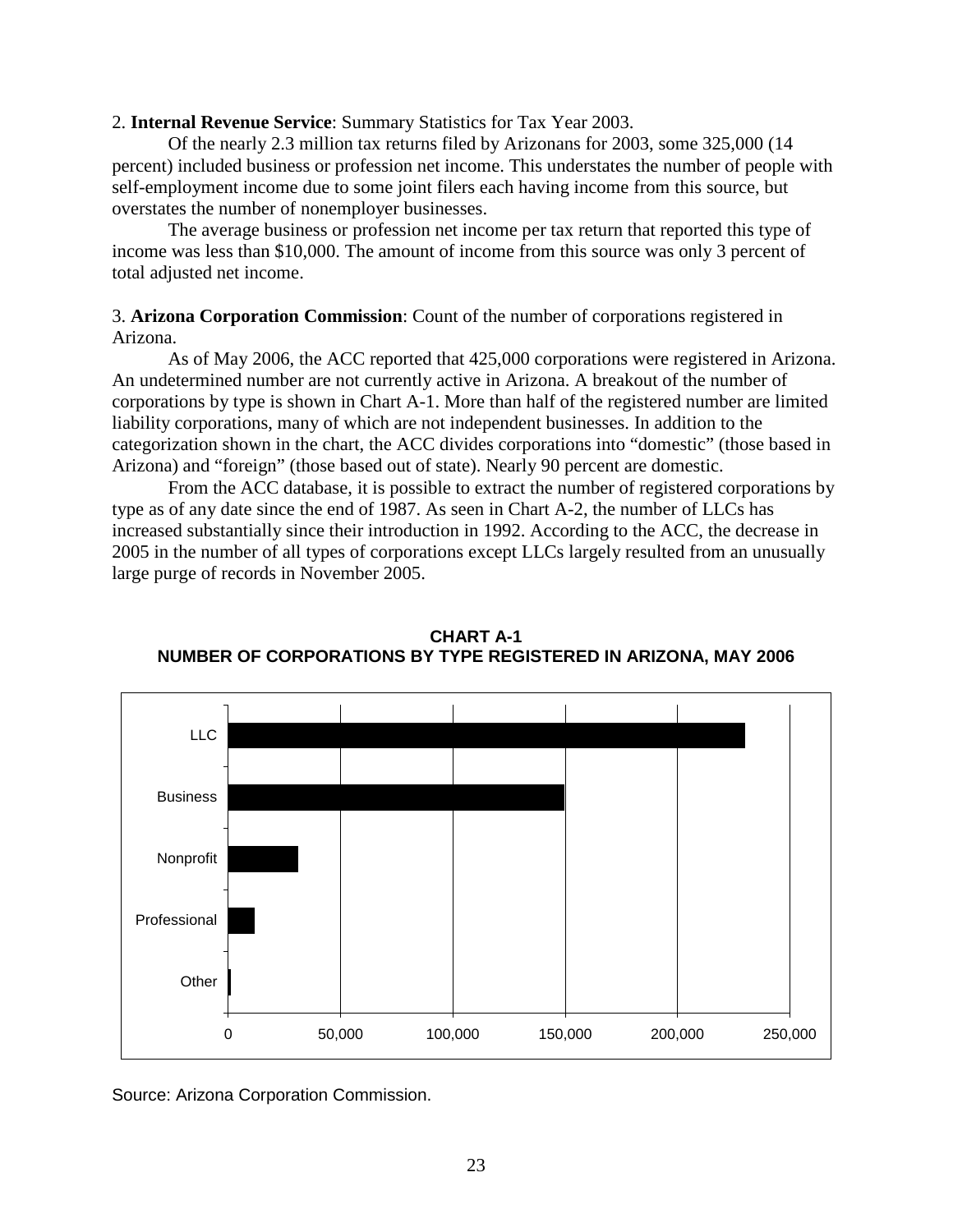2. **Internal Revenue Service**: Summary Statistics for Tax Year 2003.

Of the nearly 2.3 million tax returns filed by Arizonans for 2003, some 325,000 (14 percent) included business or profession net income. This understates the number of people with self-employment income due to some joint filers each having income from this source, but overstates the number of nonemployer businesses.

The average business or profession net income per tax return that reported this type of income was less than $10,000. The amount of income from this source was only 3 percent of total adjusted net income.

3. **Arizona Corporation Commission**: Count of the number of corporations registered in Arizona.

As of May 2006, the ACC reported that 425,000 corporations were registered in Arizona. An undetermined number are not currently active in Arizona. A breakout of the number of corporations by type is shown in Chart A-1. More than half of the registered number are limited liability corporations, many of which are not independent businesses. In addition to the categorization shown in the chart, the ACC divides corporations into "domestic" (those based in Arizona) and "foreign" (those based out of state). Nearly 90 percent are domestic.

From the ACC database, it is possible to extract the number of registered corporations by type as of any date since the end of 1987. As seen in Chart A-2, the number of LLCs has increased substantially since their introduction in 1992. According to the ACC, the decrease in 2005 in the number of all types of corporations except LLCs largely resulted from an unusually large purge of records in November 2005.

**CHART A-1**
**NUMBER OF CORPORATIONS BY TYPE REGISTERED IN ARIZONA, MAY 2006**

Source: Arizona Corporation Commission.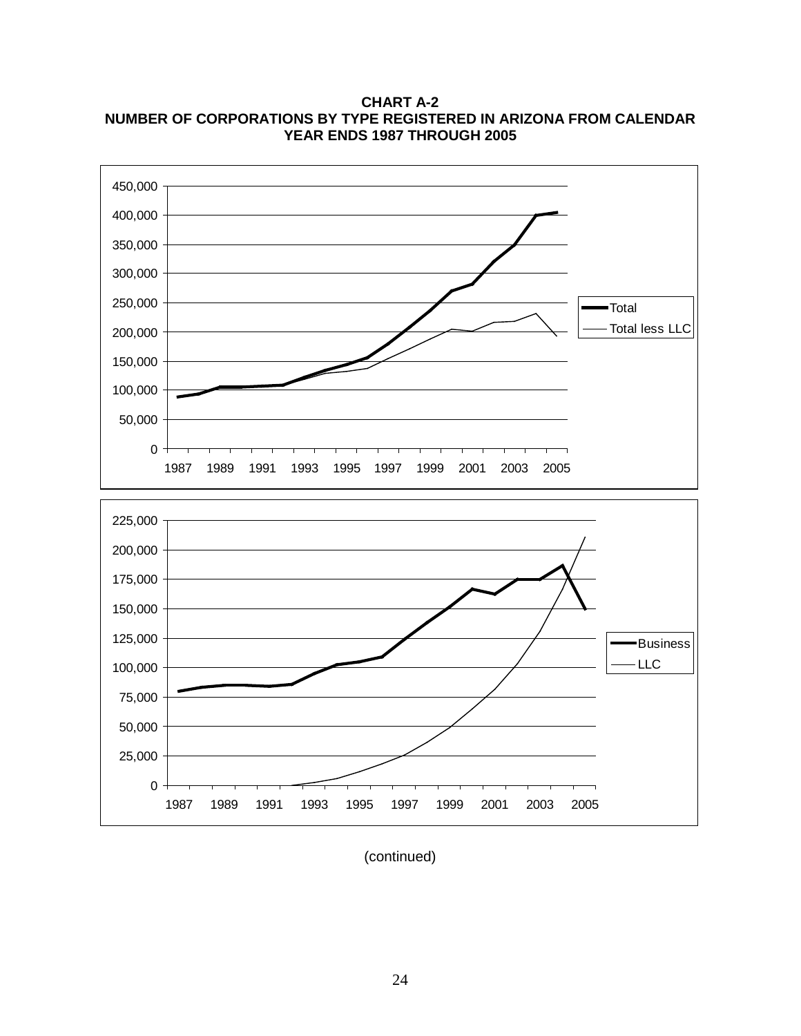**CHART A-2**
**NUMBER OF CORPORATIONS BY TYPE REGISTERED IN ARIZONA FROM CALENDAR YEAR ENDS 1987 THROUGH 2005**

(continued)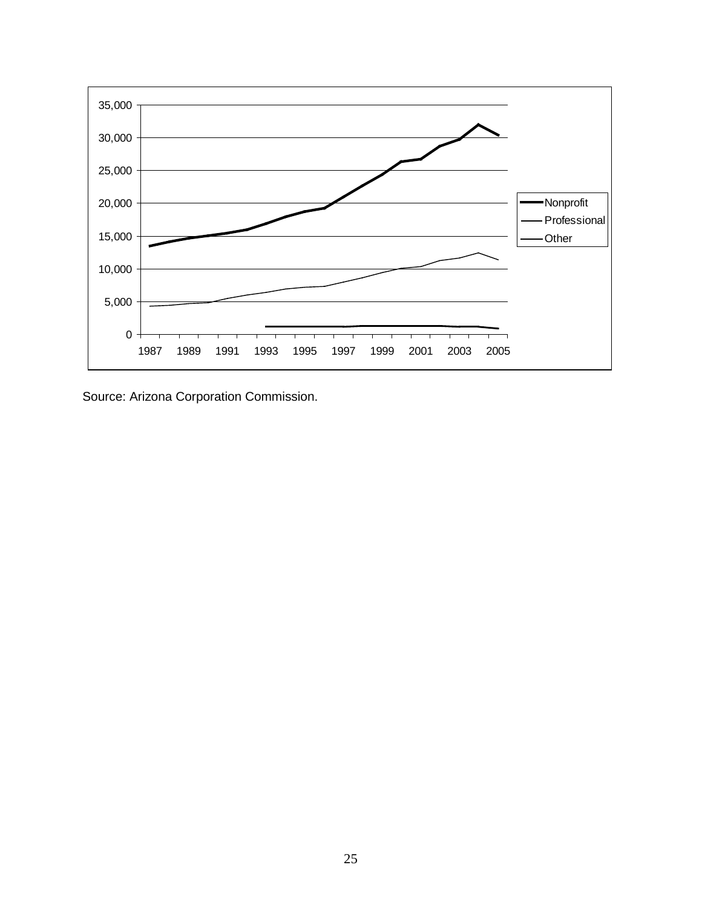Source: Arizona Corporation Commission.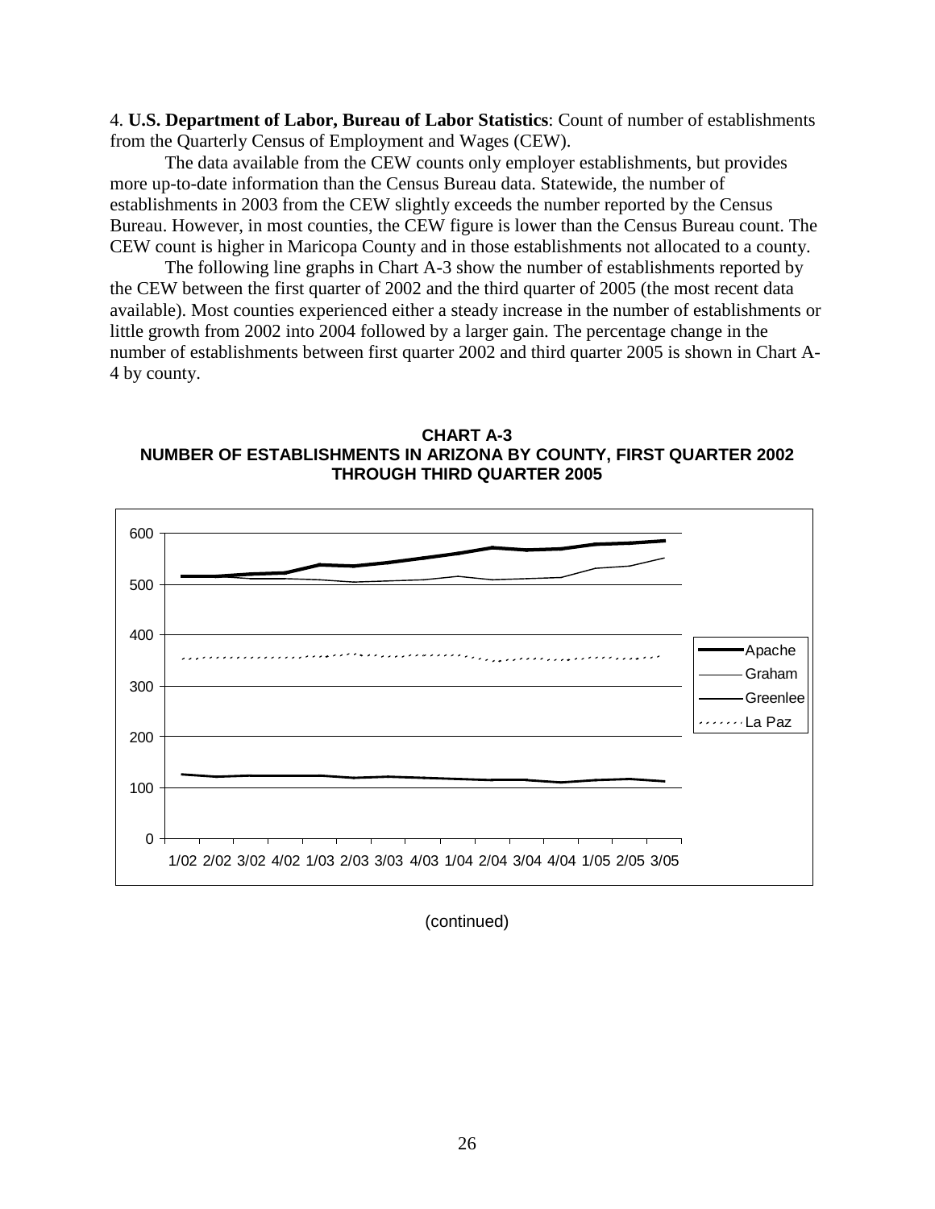4. **U.S. Department of Labor, Bureau of Labor Statistics**: Count of number of establishments from the Quarterly Census of Employment and Wages (CEW).

The data available from the CEW counts only employer establishments, but provides more up-to-date information than the Census Bureau data. Statewide, the number of establishments in 2003 from the CEW slightly exceeds the number reported by the Census Bureau. However, in most counties, the CEW figure is lower than the Census Bureau count. The CEW count is higher in Maricopa County and in those establishments not allocated to a county.

The following line graphs in Chart A-3 show the number of establishments reported by the CEW between the first quarter of 2002 and the third quarter of 2005 (the most recent data available). Most counties experienced either a steady increase in the number of establishments or little growth from 2002 into 2004 followed by a larger gain. The percentage change in the number of establishments between first quarter 2002 and third quarter 2005 is shown in Chart A-4 by county.

**CHART A-3**
**NUMBER OF ESTABLISHMENTS IN ARIZONA BY COUNTY, FIRST QUARTER 2002 THROUGH THIRD QUARTER 2005**

(continued)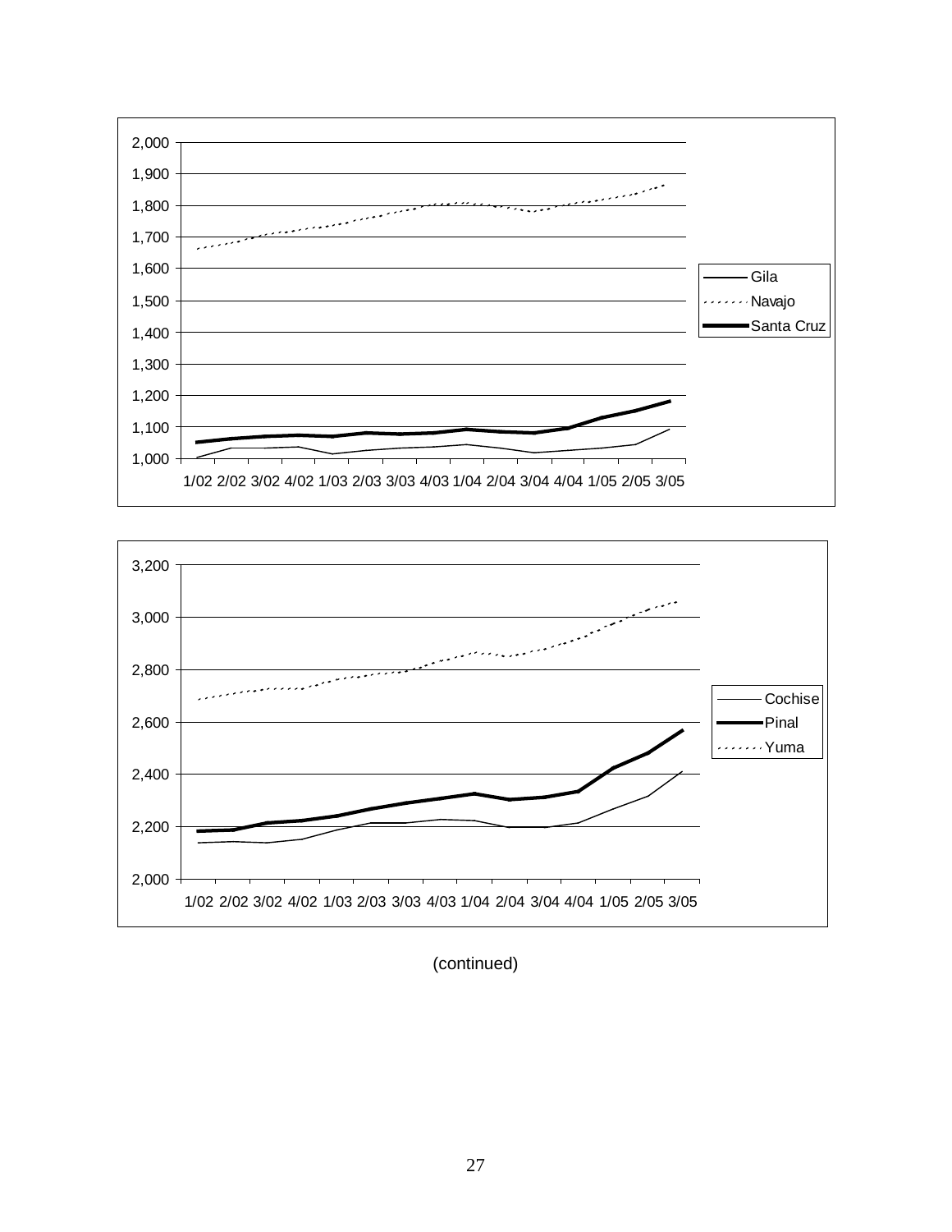(continued)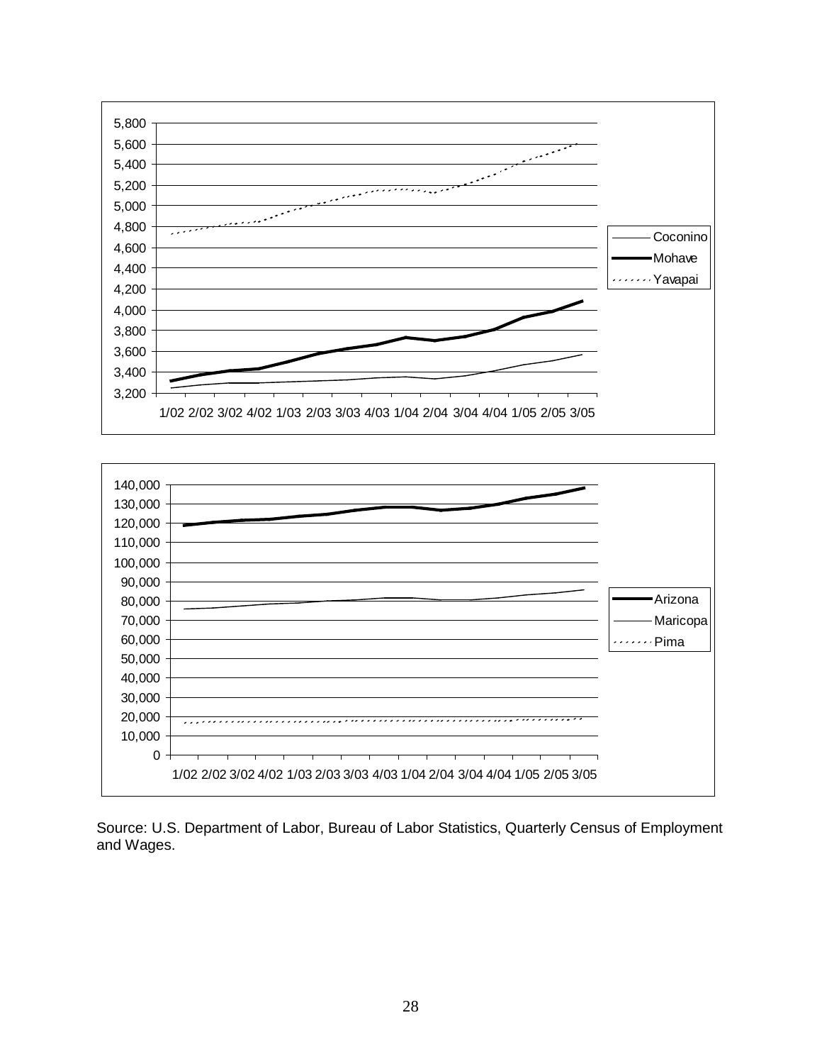Source: U.S. Department of Labor, Bureau of Labor Statistics, Quarterly Census of Employment and Wages.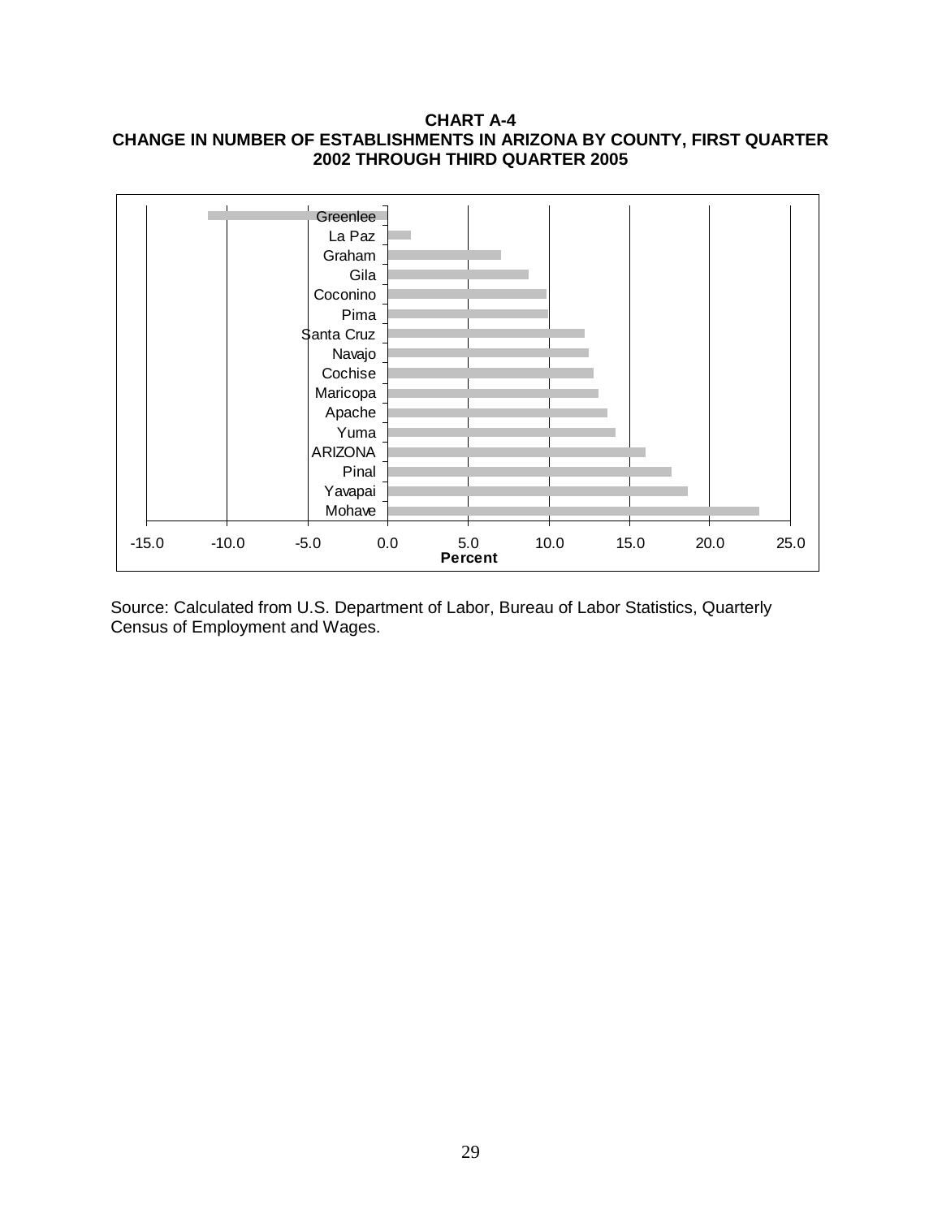**CHART A-4**
**CHANGE IN NUMBER OF ESTABLISHMENTS IN ARIZONA BY COUNTY, FIRST QUARTER 2002 THROUGH THIRD QUARTER 2005**

Greenlee
La Paz
Graham
Gila
Coconino
Pima
Santa Cruz
Navajo
Cochise
Maricopa
Apache
Yuma
ARIZONA
Pinal
Yavapai
Mohave

-15.0 -10.0 -5.0 0.0 5.0 10.0 15.0 20.0 25.0

**Percent**

Source: Calculated from U.S. Department of Labor, Bureau of Labor Statistics, Quarterly Census of Employment and Wages.